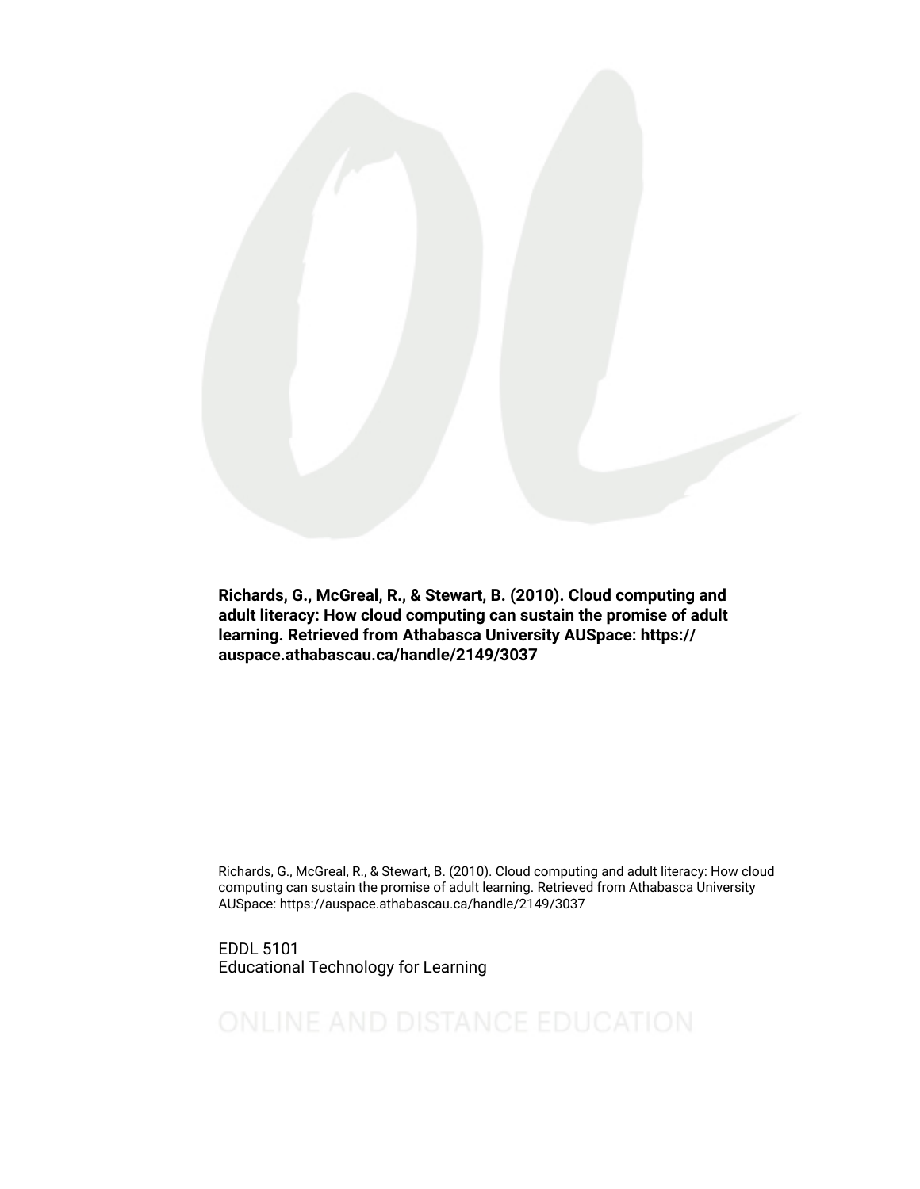**Richards, G., McGreal, R., & Stewart, B. (2010). Cloud computing and adult literacy: How cloud computing can sustain the promise of adult learning. Retrieved from Athabasca University AUSpace: https://auspace.athabascau.ca/handle/2149/3037**

Richards, G., McGreal, R., & Stewart, B. (2010). Cloud computing and adult literacy: How cloud computing can sustain the promise of adult learning. Retrieved from Athabasca University AUSpace: https://auspace.athabascau.ca/handle/2149/3037

EDDL 5101
Educational Technology for Learning

ONLINE AND DISTANCE EDUCATION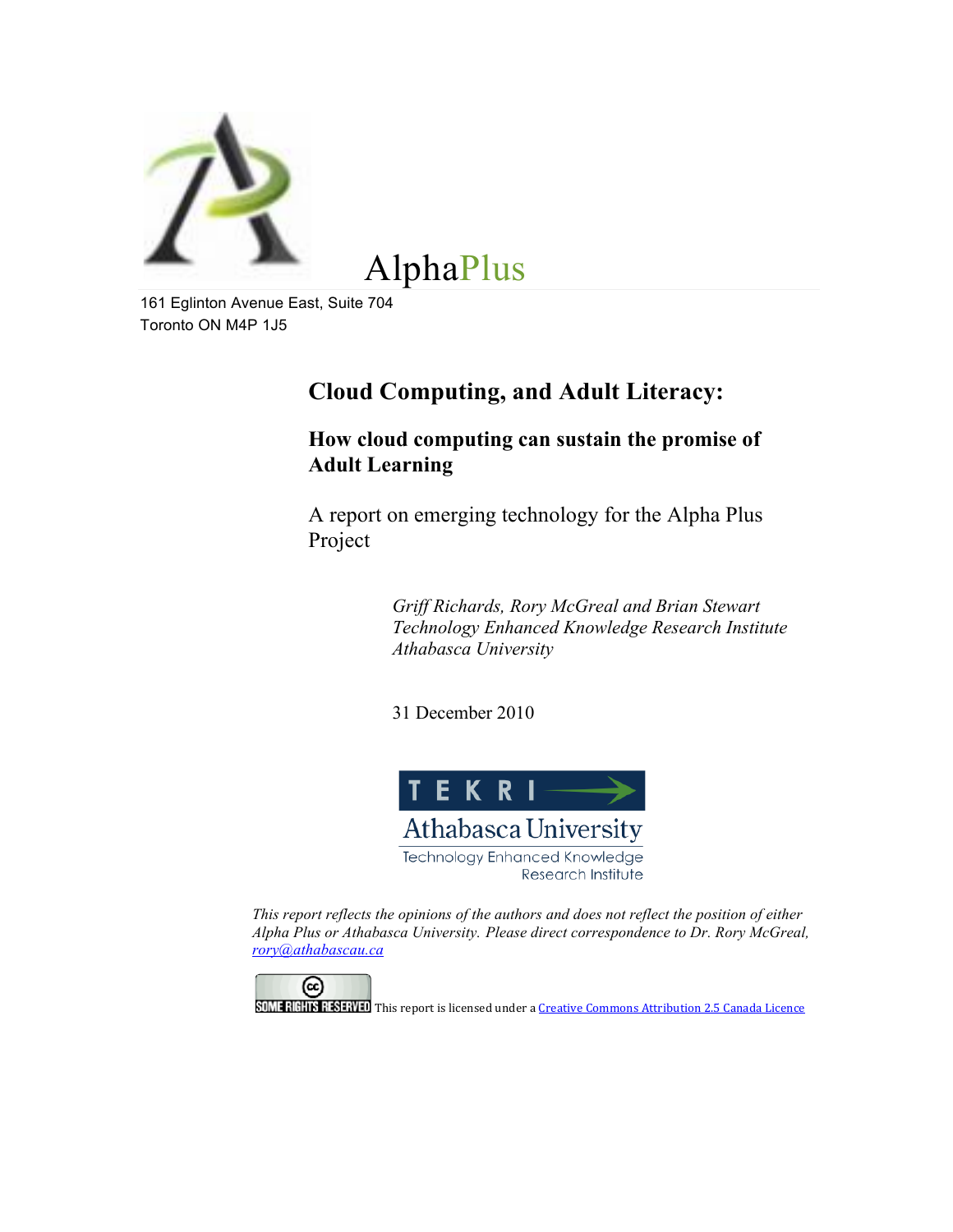AlphaPlus

161 Eglinton Avenue East, Suite 704
Toronto ON M4P 1J5

# Cloud Computing, and Adult Literacy:

## How cloud computing can sustain the promise of Adult Learning

A report on emerging technology for the Alpha Plus Project

*Griff Richards, Rory McGreal and Brian Stewart*
*Technology Enhanced Knowledge Research Institute*
*Athabasca University*

31 December 2010

TEKRI
Athabasca University
Technology Enhanced Knowledge Research Institute

*This report reflects the opinions of the authors and does not reflect the position of either Alpha Plus or Athabasca University. Please direct correspondence to Dr. Rory McGreal, rory@athabascau.ca*

SOME RIGHTS RESERVED This report is licensed under a Creative Commons Attribution 2.5 Canada Licence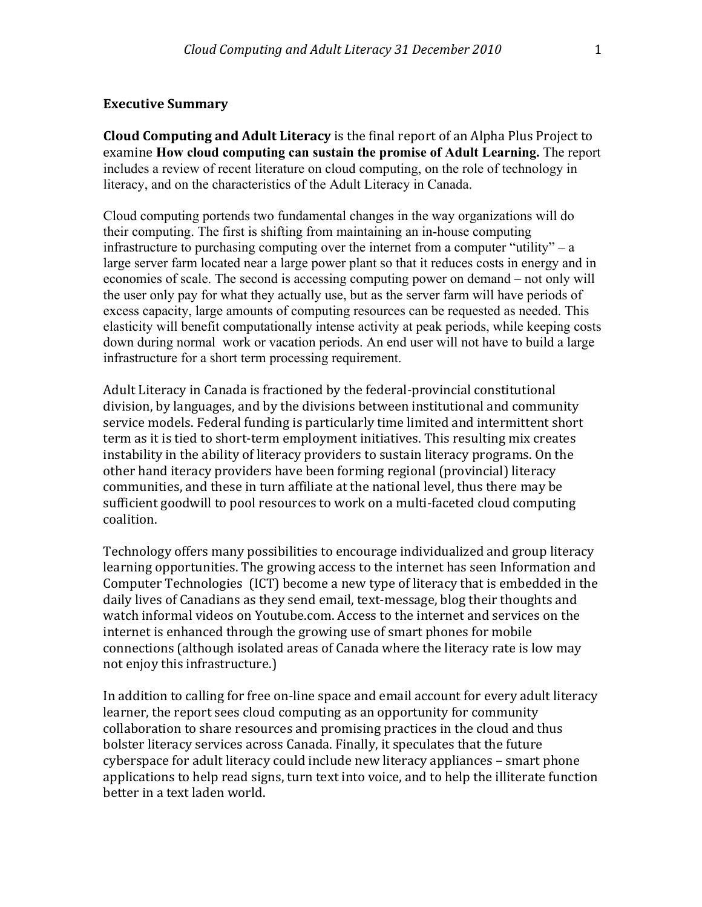## Executive Summary

**Cloud Computing and Adult Literacy** is the final report of an Alpha Plus Project to examine **How cloud computing can sustain the promise of Adult Learning.** The report includes a review of recent literature on cloud computing, on the role of technology in literacy, and on the characteristics of the Adult Literacy in Canada.

Cloud computing portends two fundamental changes in the way organizations will do their computing. The first is shifting from maintaining an in-house computing infrastructure to purchasing computing over the internet from a computer "utility" – a large server farm located near a large power plant so that it reduces costs in energy and in economies of scale. The second is accessing computing power on demand – not only will the user only pay for what they actually use, but as the server farm will have periods of excess capacity, large amounts of computing resources can be requested as needed. This elasticity will benefit computationally intense activity at peak periods, while keeping costs down during normal work or vacation periods. An end user will not have to build a large infrastructure for a short term processing requirement.

Adult Literacy in Canada is fractioned by the federal-provincial constitutional division, by languages, and by the divisions between institutional and community service models. Federal funding is particularly time limited and intermittent short term as it is tied to short-term employment initiatives. This resulting mix creates instability in the ability of literacy providers to sustain literacy programs. On the other hand iteracy providers have been forming regional (provincial) literacy communities, and these in turn affiliate at the national level, thus there may be sufficient goodwill to pool resources to work on a multi-faceted cloud computing coalition.

Technology offers many possibilities to encourage individualized and group literacy learning opportunities. The growing access to the internet has seen Information and Computer Technologies (ICT) become a new type of literacy that is embedded in the daily lives of Canadians as they send email, text-message, blog their thoughts and watch informal videos on Youtube.com. Access to the internet and services on the internet is enhanced through the growing use of smart phones for mobile connections (although isolated areas of Canada where the literacy rate is low may not enjoy this infrastructure.)

In addition to calling for free on-line space and email account for every adult literacy learner, the report sees cloud computing as an opportunity for community collaboration to share resources and promising practices in the cloud and thus bolster literacy services across Canada. Finally, it speculates that the future cyberspace for adult literacy could include new literacy appliances – smart phone applications to help read signs, turn text into voice, and to help the illiterate function better in a text laden world.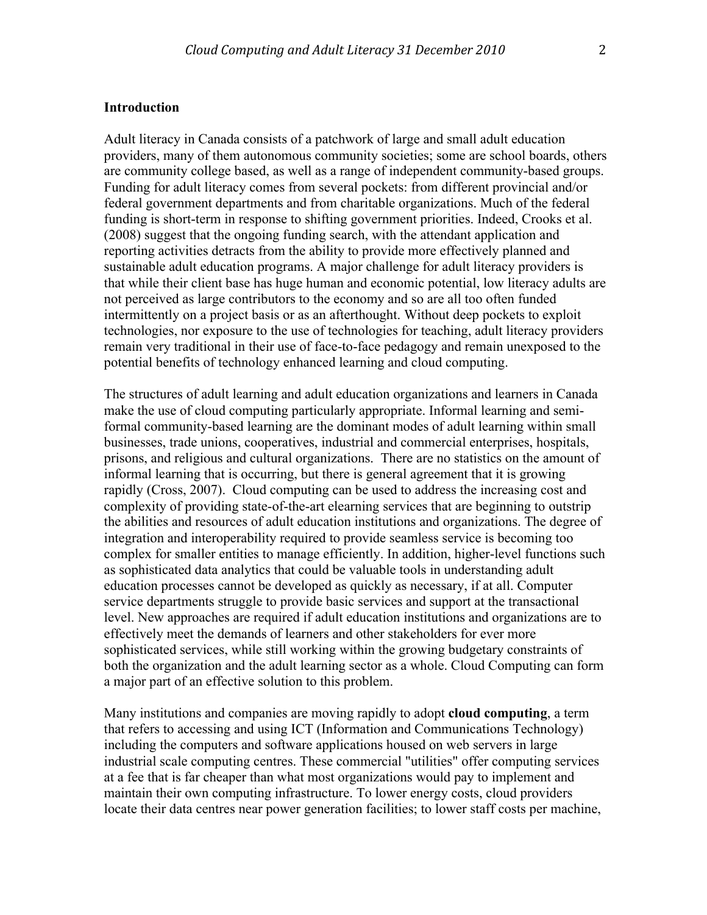**Introduction**

Adult literacy in Canada consists of a patchwork of large and small adult education providers, many of them autonomous community societies; some are school boards, others are community college based, as well as a range of independent community-based groups. Funding for adult literacy comes from several pockets: from different provincial and/or federal government departments and from charitable organizations. Much of the federal funding is short-term in response to shifting government priorities. Indeed, Crooks et al. (2008) suggest that the ongoing funding search, with the attendant application and reporting activities detracts from the ability to provide more effectively planned and sustainable adult education programs. A major challenge for adult literacy providers is that while their client base has huge human and economic potential, low literacy adults are not perceived as large contributors to the economy and so are all too often funded intermittently on a project basis or as an afterthought. Without deep pockets to exploit technologies, nor exposure to the use of technologies for teaching, adult literacy providers remain very traditional in their use of face-to-face pedagogy and remain unexposed to the potential benefits of technology enhanced learning and cloud computing.

The structures of adult learning and adult education organizations and learners in Canada make the use of cloud computing particularly appropriate. Informal learning and semi-formal community-based learning are the dominant modes of adult learning within small businesses, trade unions, cooperatives, industrial and commercial enterprises, hospitals, prisons, and religious and cultural organizations. There are no statistics on the amount of informal learning that is occurring, but there is general agreement that it is growing rapidly (Cross, 2007). Cloud computing can be used to address the increasing cost and complexity of providing state-of-the-art elearning services that are beginning to outstrip the abilities and resources of adult education institutions and organizations. The degree of integration and interoperability required to provide seamless service is becoming too complex for smaller entities to manage efficiently. In addition, higher-level functions such as sophisticated data analytics that could be valuable tools in understanding adult education processes cannot be developed as quickly as necessary, if at all. Computer service departments struggle to provide basic services and support at the transactional level. New approaches are required if adult education institutions and organizations are to effectively meet the demands of learners and other stakeholders for ever more sophisticated services, while still working within the growing budgetary constraints of both the organization and the adult learning sector as a whole. Cloud Computing can form a major part of an effective solution to this problem.

Many institutions and companies are moving rapidly to adopt **cloud computing**, a term that refers to accessing and using ICT (Information and Communications Technology) including the computers and software applications housed on web servers in large industrial scale computing centres. These commercial "utilities" offer computing services at a fee that is far cheaper than what most organizations would pay to implement and maintain their own computing infrastructure. To lower energy costs, cloud providers locate their data centres near power generation facilities; to lower staff costs per machine,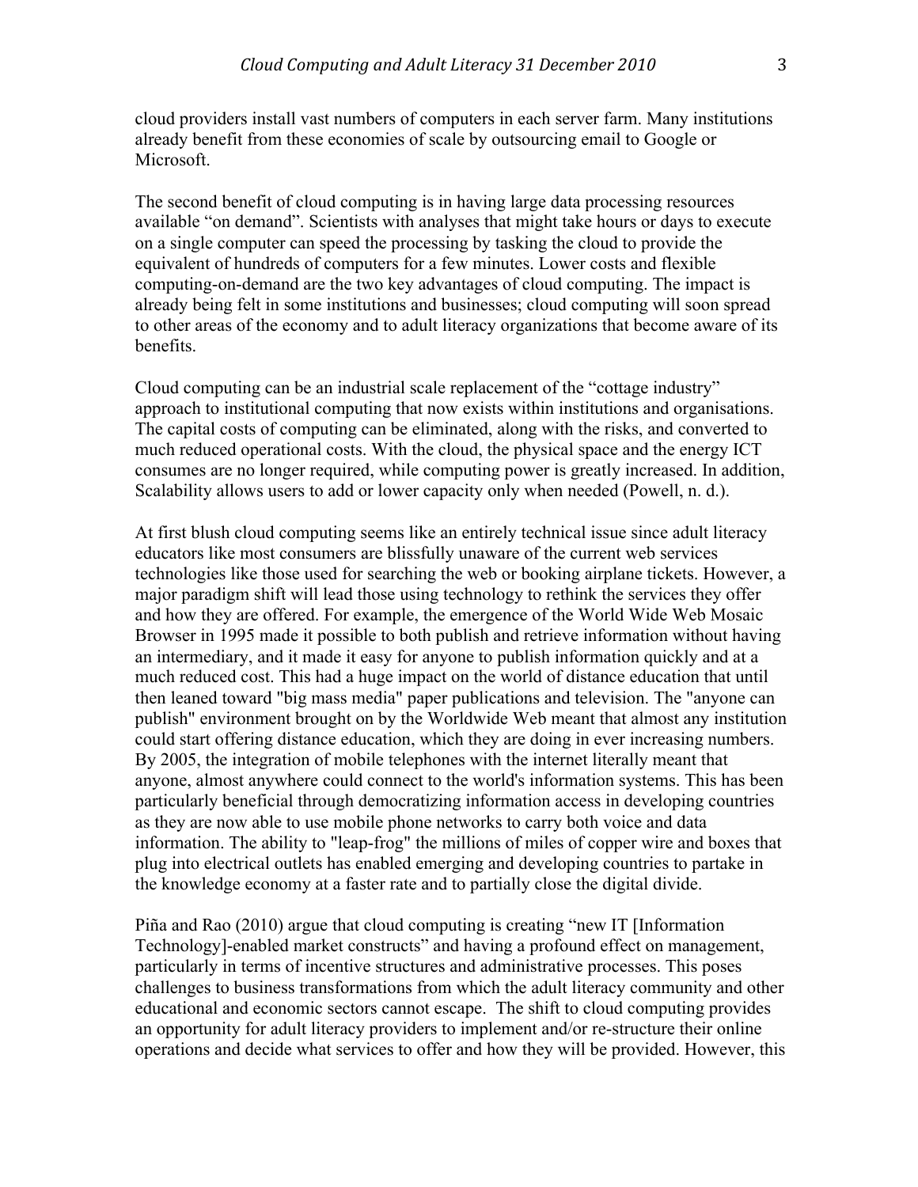cloud providers install vast numbers of computers in each server farm. Many institutions already benefit from these economies of scale by outsourcing email to Google or Microsoft.

The second benefit of cloud computing is in having large data processing resources available "on demand". Scientists with analyses that might take hours or days to execute on a single computer can speed the processing by tasking the cloud to provide the equivalent of hundreds of computers for a few minutes. Lower costs and flexible computing-on-demand are the two key advantages of cloud computing. The impact is already being felt in some institutions and businesses; cloud computing will soon spread to other areas of the economy and to adult literacy organizations that become aware of its benefits.

Cloud computing can be an industrial scale replacement of the "cottage industry" approach to institutional computing that now exists within institutions and organisations. The capital costs of computing can be eliminated, along with the risks, and converted to much reduced operational costs. With the cloud, the physical space and the energy ICT consumes are no longer required, while computing power is greatly increased. In addition, Scalability allows users to add or lower capacity only when needed (Powell, n. d.).

At first blush cloud computing seems like an entirely technical issue since adult literacy educators like most consumers are blissfully unaware of the current web services technologies like those used for searching the web or booking airplane tickets. However, a major paradigm shift will lead those using technology to rethink the services they offer and how they are offered. For example, the emergence of the World Wide Web Mosaic Browser in 1995 made it possible to both publish and retrieve information without having an intermediary, and it made it easy for anyone to publish information quickly and at a much reduced cost. This had a huge impact on the world of distance education that until then leaned toward "big mass media" paper publications and television. The "anyone can publish" environment brought on by the Worldwide Web meant that almost any institution could start offering distance education, which they are doing in ever increasing numbers. By 2005, the integration of mobile telephones with the internet literally meant that anyone, almost anywhere could connect to the world's information systems. This has been particularly beneficial through democratizing information access in developing countries as they are now able to use mobile phone networks to carry both voice and data information. The ability to "leap-frog" the millions of miles of copper wire and boxes that plug into electrical outlets has enabled emerging and developing countries to partake in the knowledge economy at a faster rate and to partially close the digital divide.

Piña and Rao (2010) argue that cloud computing is creating "new IT [Information Technology]-enabled market constructs" and having a profound effect on management, particularly in terms of incentive structures and administrative processes. This poses challenges to business transformations from which the adult literacy community and other educational and economic sectors cannot escape. The shift to cloud computing provides an opportunity for adult literacy providers to implement and/or re-structure their online operations and decide what services to offer and how they will be provided. However, this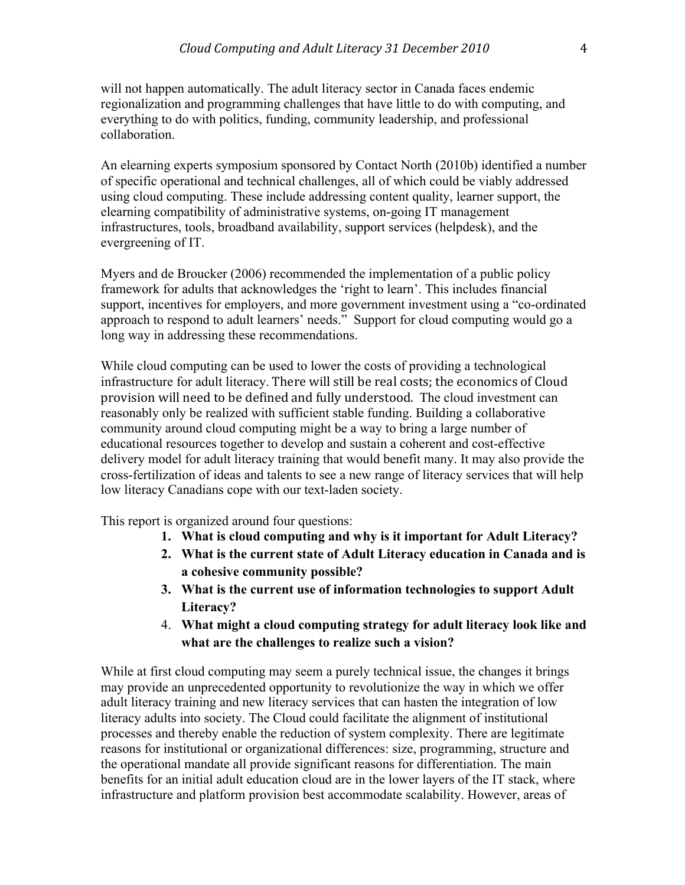will not happen automatically. The adult literacy sector in Canada faces endemic regionalization and programming challenges that have little to do with computing, and everything to do with politics, funding, community leadership, and professional collaboration.

An elearning experts symposium sponsored by Contact North (2010b) identified a number of specific operational and technical challenges, all of which could be viably addressed using cloud computing. These include addressing content quality, learner support, the elearning compatibility of administrative systems, on-going IT management infrastructures, tools, broadband availability, support services (helpdesk), and the evergreening of IT.

Myers and de Broucker (2006) recommended the implementation of a public policy framework for adults that acknowledges the 'right to learn'. This includes financial support, incentives for employers, and more government investment using a "co-ordinated approach to respond to adult learners' needs." Support for cloud computing would go a long way in addressing these recommendations.

While cloud computing can be used to lower the costs of providing a technological infrastructure for adult literacy. There will still be real costs; the economics of Cloud provision will need to be defined and fully understood. The cloud investment can reasonably only be realized with sufficient stable funding. Building a collaborative community around cloud computing might be a way to bring a large number of educational resources together to develop and sustain a coherent and cost-effective delivery model for adult literacy training that would benefit many. It may also provide the cross-fertilization of ideas and talents to see a new range of literacy services that will help low literacy Canadians cope with our text-laden society.

This report is organized around four questions:

1. **What is cloud computing and why is it important for Adult Literacy?**
2. **What is the current state of Adult Literacy education in Canada and is a cohesive community possible?**
3. **What is the current use of information technologies to support Adult Literacy?**
4. **What might a cloud computing strategy for adult literacy look like and what are the challenges to realize such a vision?**

While at first cloud computing may seem a purely technical issue, the changes it brings may provide an unprecedented opportunity to revolutionize the way in which we offer adult literacy training and new literacy services that can hasten the integration of low literacy adults into society. The Cloud could facilitate the alignment of institutional processes and thereby enable the reduction of system complexity. There are legitimate reasons for institutional or organizational differences: size, programming, structure and the operational mandate all provide significant reasons for differentiation. The main benefits for an initial adult education cloud are in the lower layers of the IT stack, where infrastructure and platform provision best accommodate scalability. However, areas of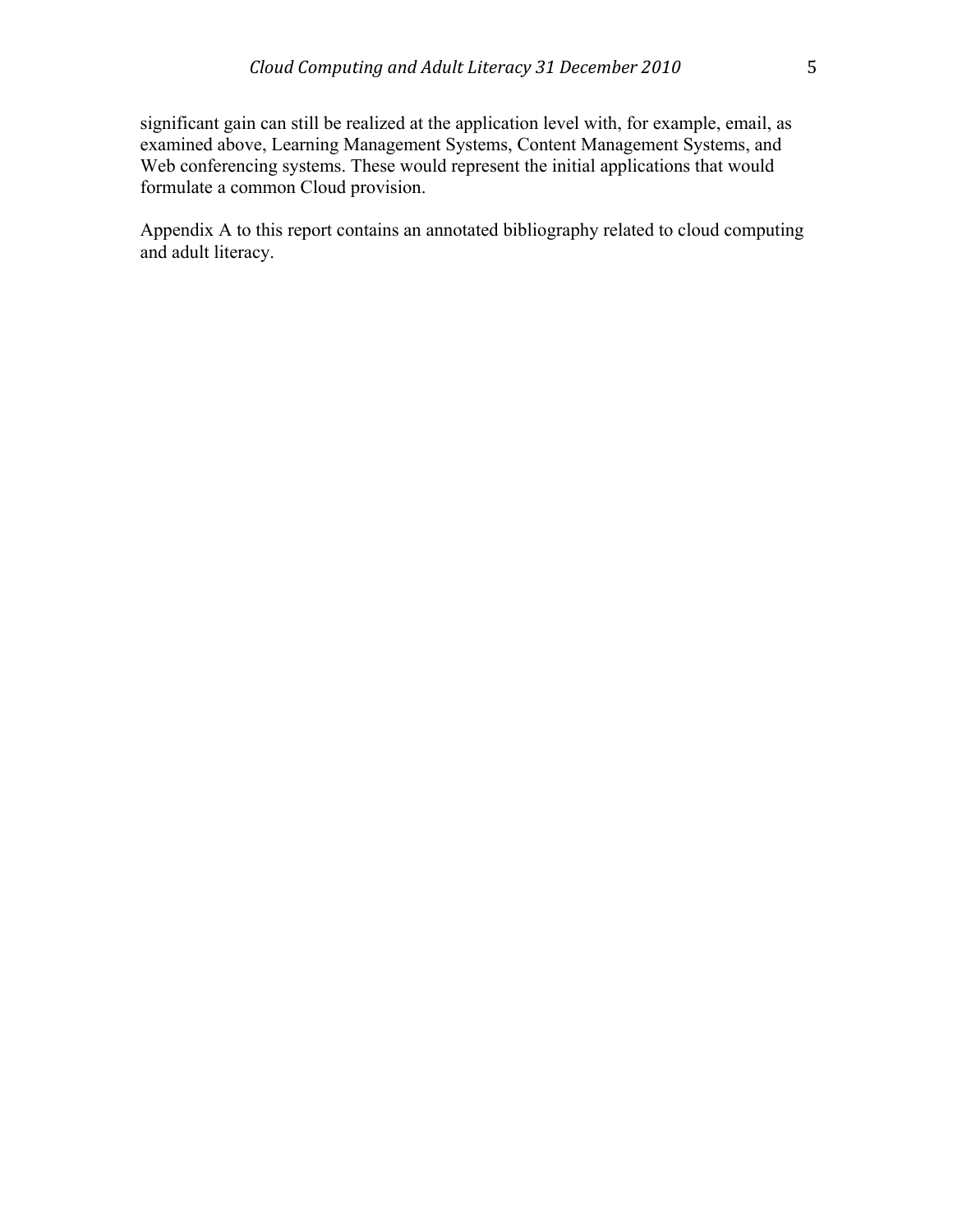significant gain can still be realized at the application level with, for example, email, as examined above, Learning Management Systems, Content Management Systems, and Web conferencing systems. These would represent the initial applications that would formulate a common Cloud provision.

Appendix A to this report contains an annotated bibliography related to cloud computing and adult literacy.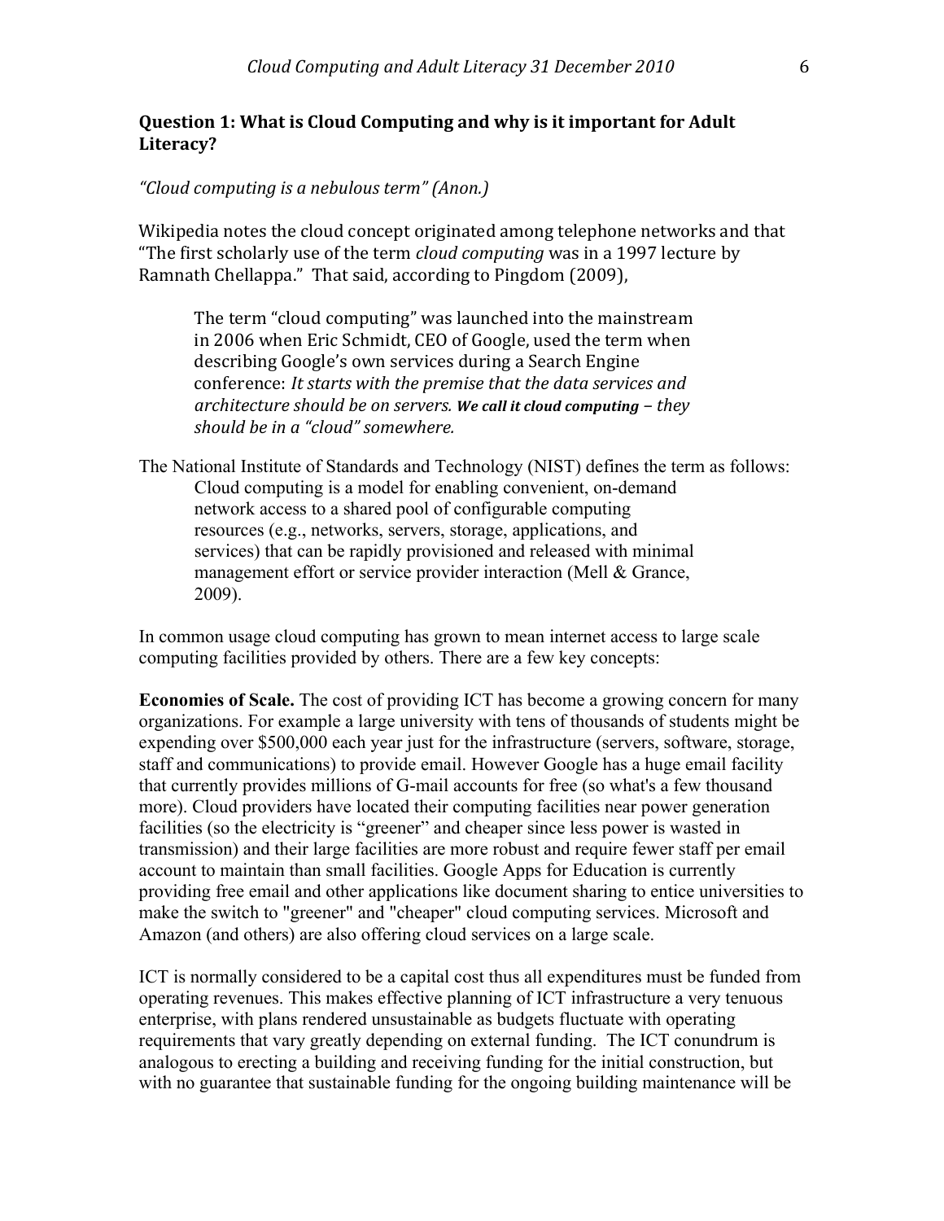## Question 1: What is Cloud Computing and why is it important for Adult Literacy?

*"Cloud computing is a nebulous term" (Anon.)*

Wikipedia notes the cloud concept originated among telephone networks and that "The first scholarly use of the term *cloud computing* was in a 1997 lecture by Ramnath Chellappa." That said, according to Pingdom (2009),

> The term "cloud computing" was launched into the mainstream in 2006 when Eric Schmidt, CEO of Google, used the term when describing Google's own services during a Search Engine conference: *It starts with the premise that the data services and architecture should be on servers.* ***We call it cloud computing*** *– they should be in a "cloud" somewhere.*

The National Institute of Standards and Technology (NIST) defines the term as follows:

> Cloud computing is a model for enabling convenient, on-demand network access to a shared pool of configurable computing resources (e.g., networks, servers, storage, applications, and services) that can be rapidly provisioned and released with minimal management effort or service provider interaction (Mell & Grance, 2009).

In common usage cloud computing has grown to mean internet access to large scale computing facilities provided by others. There are a few key concepts:

**Economies of Scale.** The cost of providing ICT has become a growing concern for many organizations. For example a large university with tens of thousands of students might be expending over $500,000 each year just for the infrastructure (servers, software, storage, staff and communications) to provide email. However Google has a huge email facility that currently provides millions of G-mail accounts for free (so what's a few thousand more). Cloud providers have located their computing facilities near power generation facilities (so the electricity is "greener" and cheaper since less power is wasted in transmission) and their large facilities are more robust and require fewer staff per email account to maintain than small facilities. Google Apps for Education is currently providing free email and other applications like document sharing to entice universities to make the switch to "greener" and "cheaper" cloud computing services. Microsoft and Amazon (and others) are also offering cloud services on a large scale.

ICT is normally considered to be a capital cost thus all expenditures must be funded from operating revenues. This makes effective planning of ICT infrastructure a very tenuous enterprise, with plans rendered unsustainable as budgets fluctuate with operating requirements that vary greatly depending on external funding. The ICT conundrum is analogous to erecting a building and receiving funding for the initial construction, but with no guarantee that sustainable funding for the ongoing building maintenance will be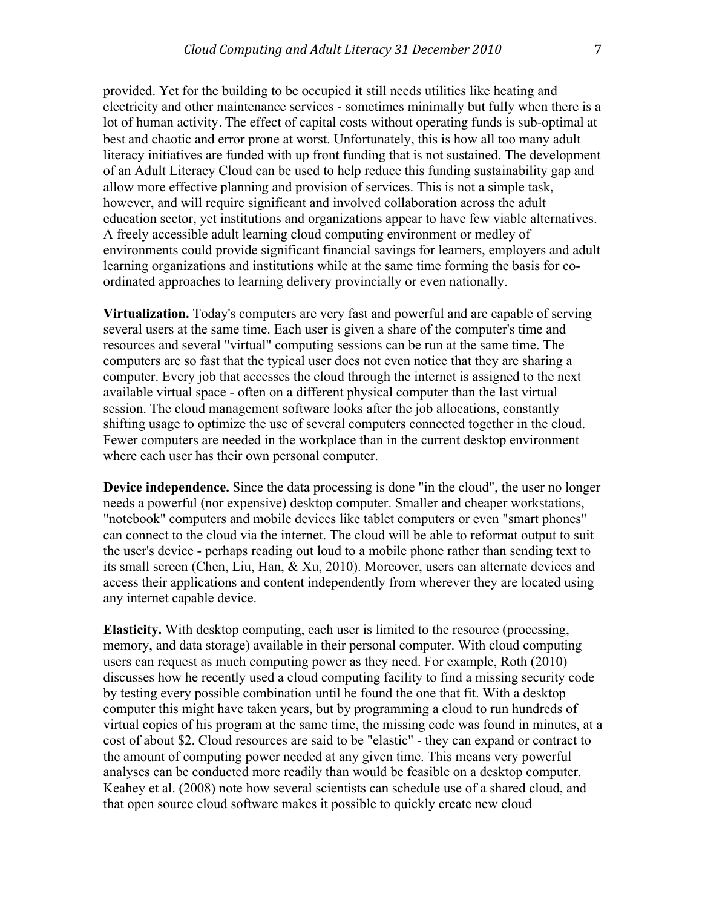provided. Yet for the building to be occupied it still needs utilities like heating and electricity and other maintenance services - sometimes minimally but fully when there is a lot of human activity. The effect of capital costs without operating funds is sub-optimal at best and chaotic and error prone at worst. Unfortunately, this is how all too many adult literacy initiatives are funded with up front funding that is not sustained. The development of an Adult Literacy Cloud can be used to help reduce this funding sustainability gap and allow more effective planning and provision of services. This is not a simple task, however, and will require significant and involved collaboration across the adult education sector, yet institutions and organizations appear to have few viable alternatives. A freely accessible adult learning cloud computing environment or medley of environments could provide significant financial savings for learners, employers and adult learning organizations and institutions while at the same time forming the basis for co-ordinated approaches to learning delivery provincially or even nationally.

**Virtualization.** Today's computers are very fast and powerful and are capable of serving several users at the same time. Each user is given a share of the computer's time and resources and several "virtual" computing sessions can be run at the same time. The computers are so fast that the typical user does not even notice that they are sharing a computer. Every job that accesses the cloud through the internet is assigned to the next available virtual space - often on a different physical computer than the last virtual session. The cloud management software looks after the job allocations, constantly shifting usage to optimize the use of several computers connected together in the cloud. Fewer computers are needed in the workplace than in the current desktop environment where each user has their own personal computer.

**Device independence.** Since the data processing is done "in the cloud", the user no longer needs a powerful (nor expensive) desktop computer. Smaller and cheaper workstations, "notebook" computers and mobile devices like tablet computers or even "smart phones" can connect to the cloud via the internet. The cloud will be able to reformat output to suit the user's device - perhaps reading out loud to a mobile phone rather than sending text to its small screen (Chen, Liu, Han, & Xu, 2010). Moreover, users can alternate devices and access their applications and content independently from wherever they are located using any internet capable device.

**Elasticity.** With desktop computing, each user is limited to the resource (processing, memory, and data storage) available in their personal computer. With cloud computing users can request as much computing power as they need. For example, Roth (2010) discusses how he recently used a cloud computing facility to find a missing security code by testing every possible combination until he found the one that fit. With a desktop computer this might have taken years, but by programming a cloud to run hundreds of virtual copies of his program at the same time, the missing code was found in minutes, at a cost of about $2. Cloud resources are said to be "elastic" - they can expand or contract to the amount of computing power needed at any given time. This means very powerful analyses can be conducted more readily than would be feasible on a desktop computer. Keahey et al. (2008) note how several scientists can schedule use of a shared cloud, and that open source cloud software makes it possible to quickly create new cloud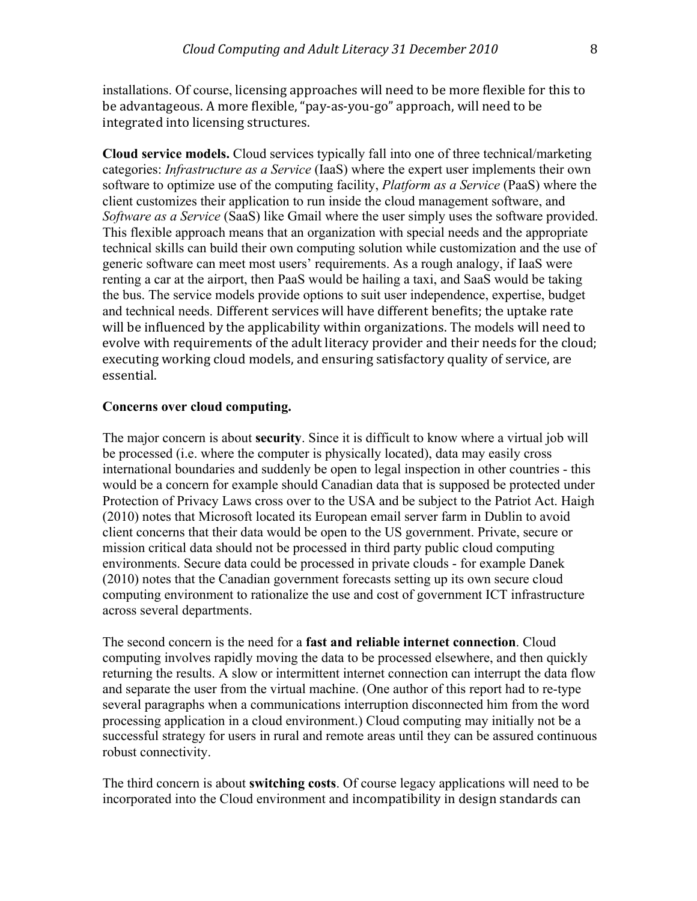installations. Of course, licensing approaches will need to be more flexible for this to be advantageous. A more flexible, "pay-as-you-go" approach, will need to be integrated into licensing structures.

**Cloud service models.** Cloud services typically fall into one of three technical/marketing categories: *Infrastructure as a Service* (IaaS) where the expert user implements their own software to optimize use of the computing facility, *Platform as a Service* (PaaS) where the client customizes their application to run inside the cloud management software, and *Software as a Service* (SaaS) like Gmail where the user simply uses the software provided. This flexible approach means that an organization with special needs and the appropriate technical skills can build their own computing solution while customization and the use of generic software can meet most users' requirements. As a rough analogy, if IaaS were renting a car at the airport, then PaaS would be hailing a taxi, and SaaS would be taking the bus. The service models provide options to suit user independence, expertise, budget and technical needs. Different services will have different benefits; the uptake rate will be influenced by the applicability within organizations. The models will need to evolve with requirements of the adult literacy provider and their needs for the cloud; executing working cloud models, and ensuring satisfactory quality of service, are essential.

**Concerns over cloud computing.**

The major concern is about **security**. Since it is difficult to know where a virtual job will be processed (i.e. where the computer is physically located), data may easily cross international boundaries and suddenly be open to legal inspection in other countries - this would be a concern for example should Canadian data that is supposed be protected under Protection of Privacy Laws cross over to the USA and be subject to the Patriot Act. Haigh (2010) notes that Microsoft located its European email server farm in Dublin to avoid client concerns that their data would be open to the US government. Private, secure or mission critical data should not be processed in third party public cloud computing environments. Secure data could be processed in private clouds - for example Danek (2010) notes that the Canadian government forecasts setting up its own secure cloud computing environment to rationalize the use and cost of government ICT infrastructure across several departments.

The second concern is the need for a **fast and reliable internet connection**. Cloud computing involves rapidly moving the data to be processed elsewhere, and then quickly returning the results. A slow or intermittent internet connection can interrupt the data flow and separate the user from the virtual machine. (One author of this report had to re-type several paragraphs when a communications interruption disconnected him from the word processing application in a cloud environment.) Cloud computing may initially not be a successful strategy for users in rural and remote areas until they can be assured continuous robust connectivity.

The third concern is about **switching costs**. Of course legacy applications will need to be incorporated into the Cloud environment and incompatibility in design standards can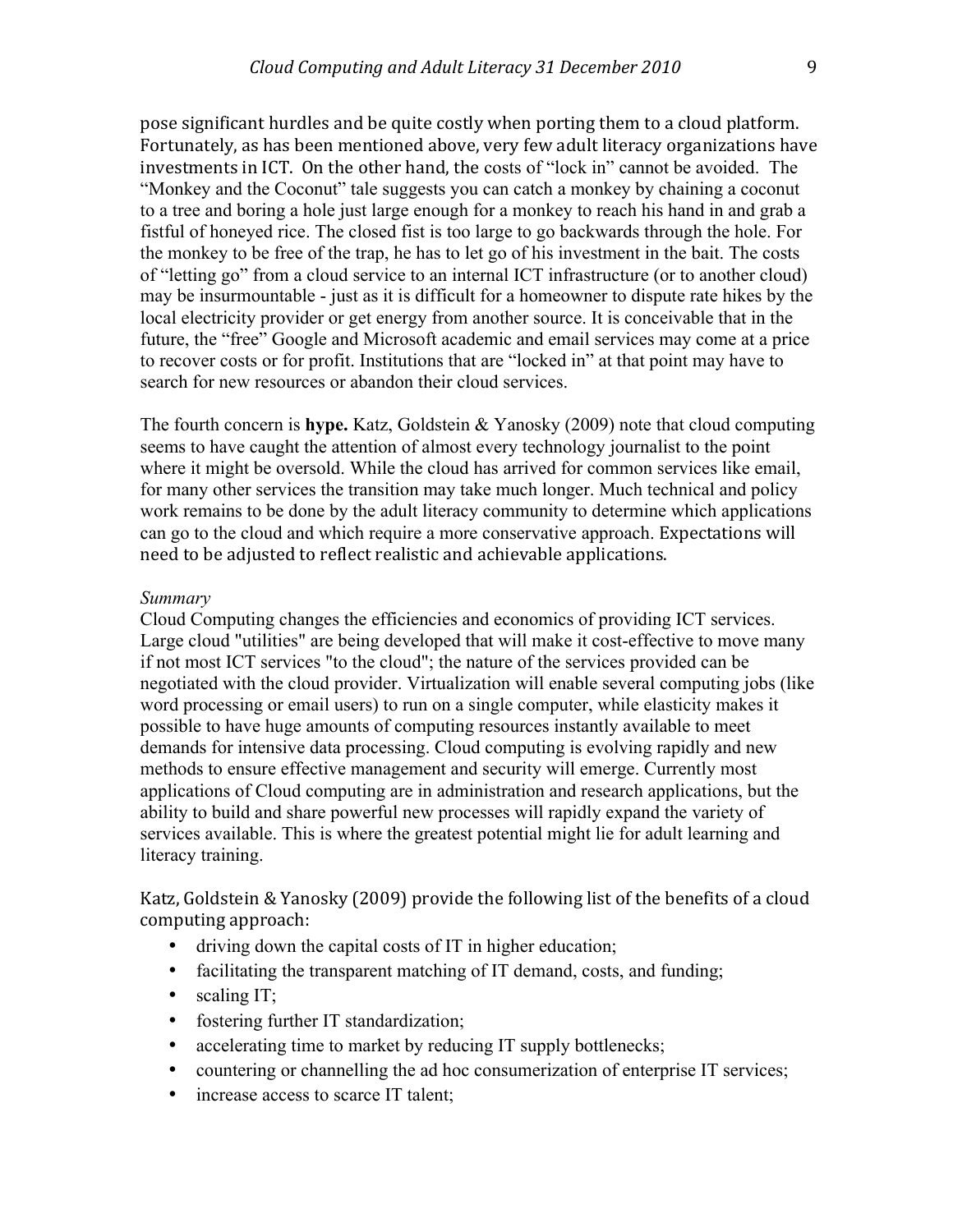pose significant hurdles and be quite costly when porting them to a cloud platform. Fortunately, as has been mentioned above, very few adult literacy organizations have investments in ICT. On the other hand, the costs of "lock in" cannot be avoided. The "Monkey and the Coconut" tale suggests you can catch a monkey by chaining a coconut to a tree and boring a hole just large enough for a monkey to reach his hand in and grab a fistful of honeyed rice. The closed fist is too large to go backwards through the hole. For the monkey to be free of the trap, he has to let go of his investment in the bait. The costs of "letting go" from a cloud service to an internal ICT infrastructure (or to another cloud) may be insurmountable - just as it is difficult for a homeowner to dispute rate hikes by the local electricity provider or get energy from another source. It is conceivable that in the future, the "free" Google and Microsoft academic and email services may come at a price to recover costs or for profit. Institutions that are "locked in" at that point may have to search for new resources or abandon their cloud services.

The fourth concern is **hype.** Katz, Goldstein & Yanosky (2009) note that cloud computing seems to have caught the attention of almost every technology journalist to the point where it might be oversold. While the cloud has arrived for common services like email, for many other services the transition may take much longer. Much technical and policy work remains to be done by the adult literacy community to determine which applications can go to the cloud and which require a more conservative approach. Expectations will need to be adjusted to reflect realistic and achievable applications.

*Summary*

Cloud Computing changes the efficiencies and economics of providing ICT services. Large cloud "utilities" are being developed that will make it cost-effective to move many if not most ICT services "to the cloud"; the nature of the services provided can be negotiated with the cloud provider. Virtualization will enable several computing jobs (like word processing or email users) to run on a single computer, while elasticity makes it possible to have huge amounts of computing resources instantly available to meet demands for intensive data processing. Cloud computing is evolving rapidly and new methods to ensure effective management and security will emerge. Currently most applications of Cloud computing are in administration and research applications, but the ability to build and share powerful new processes will rapidly expand the variety of services available. This is where the greatest potential might lie for adult learning and literacy training.

Katz, Goldstein & Yanosky (2009) provide the following list of the benefits of a cloud computing approach:

- driving down the capital costs of IT in higher education;
- facilitating the transparent matching of IT demand, costs, and funding;
- scaling IT;
- fostering further IT standardization;
- accelerating time to market by reducing IT supply bottlenecks;
- countering or channelling the ad hoc consumerization of enterprise IT services;
- increase access to scarce IT talent;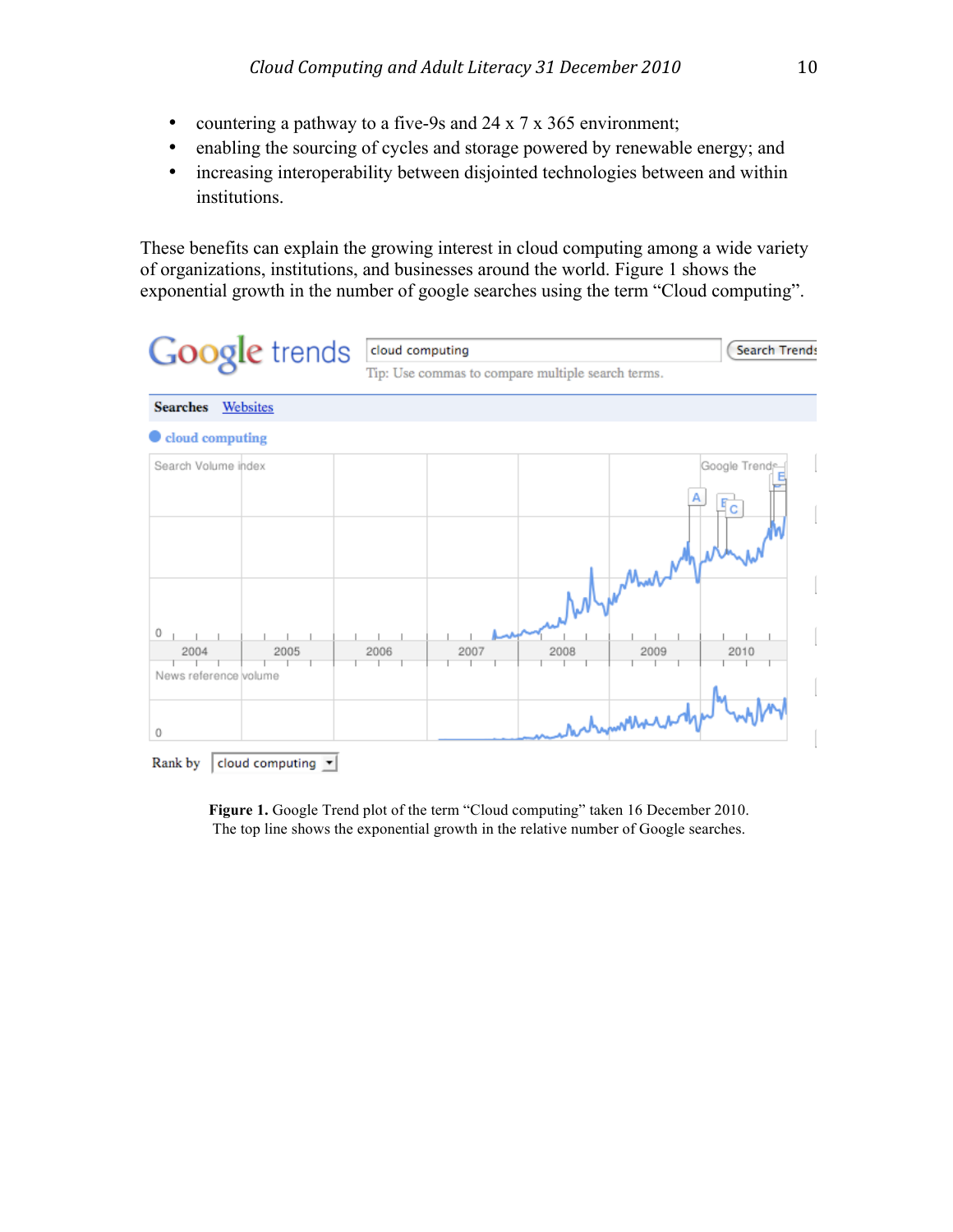- countering a pathway to a five-9s and 24 x 7 x 365 environment;
- enabling the sourcing of cycles and storage powered by renewable energy; and
- increasing interoperability between disjointed technologies between and within institutions.

These benefits can explain the growing interest in cloud computing among a wide variety of organizations, institutions, and businesses around the world. Figure 1 shows the exponential growth in the number of google searches using the term "Cloud computing".

**Figure 1.** Google Trend plot of the term "Cloud computing" taken 16 December 2010. The top line shows the exponential growth in the relative number of Google searches.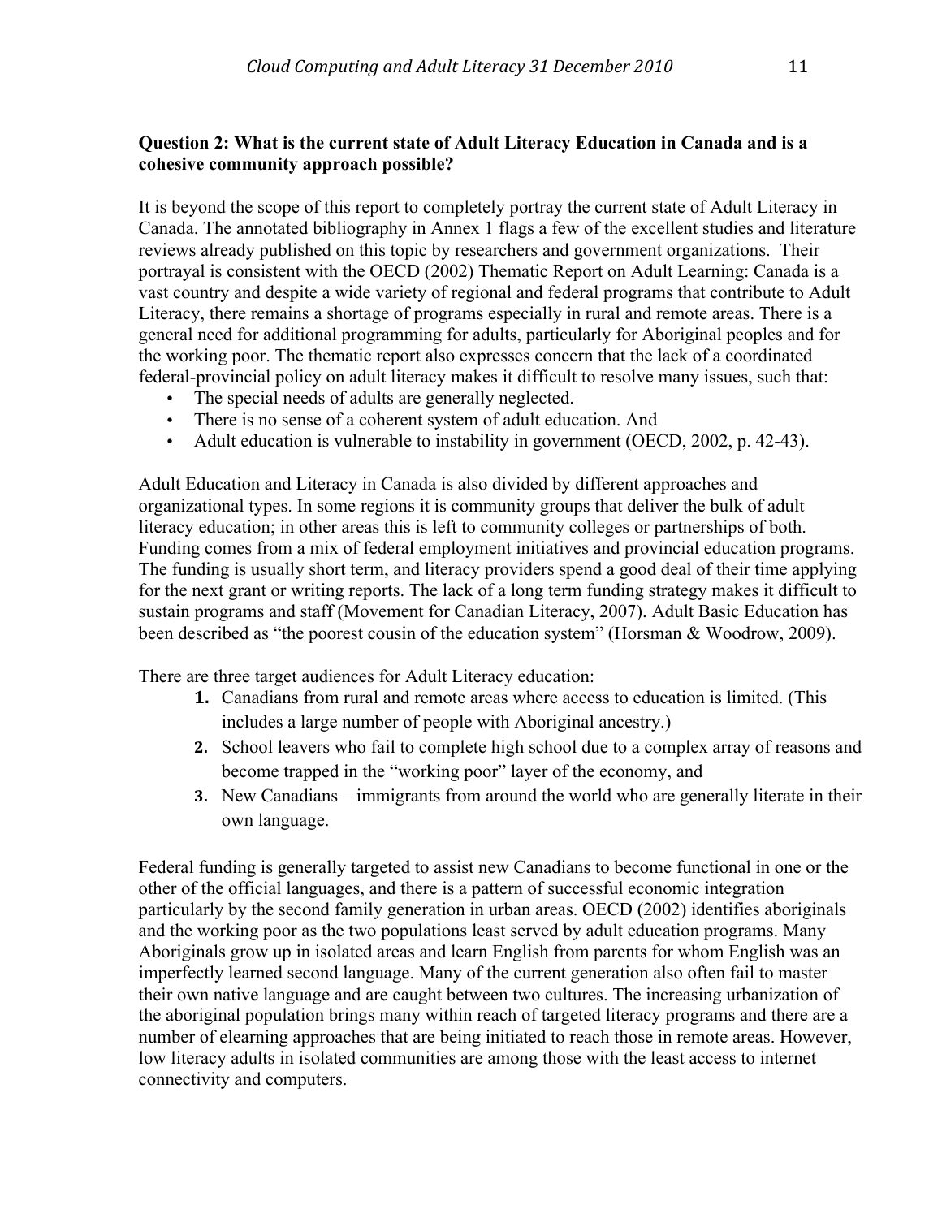**Question 2: What is the current state of Adult Literacy Education in Canada and is a cohesive community approach possible?**

It is beyond the scope of this report to completely portray the current state of Adult Literacy in Canada. The annotated bibliography in Annex 1 flags a few of the excellent studies and literature reviews already published on this topic by researchers and government organizations. Their portrayal is consistent with the OECD (2002) Thematic Report on Adult Learning: Canada is a vast country and despite a wide variety of regional and federal programs that contribute to Adult Literacy, there remains a shortage of programs especially in rural and remote areas. There is a general need for additional programming for adults, particularly for Aboriginal peoples and for the working poor. The thematic report also expresses concern that the lack of a coordinated federal-provincial policy on adult literacy makes it difficult to resolve many issues, such that:

- The special needs of adults are generally neglected.
- There is no sense of a coherent system of adult education. And
- Adult education is vulnerable to instability in government (OECD, 2002, p. 42-43).

Adult Education and Literacy in Canada is also divided by different approaches and organizational types. In some regions it is community groups that deliver the bulk of adult literacy education; in other areas this is left to community colleges or partnerships of both. Funding comes from a mix of federal employment initiatives and provincial education programs. The funding is usually short term, and literacy providers spend a good deal of their time applying for the next grant or writing reports. The lack of a long term funding strategy makes it difficult to sustain programs and staff (Movement for Canadian Literacy, 2007). Adult Basic Education has been described as "the poorest cousin of the education system" (Horsman & Woodrow, 2009).

There are three target audiences for Adult Literacy education:

1. Canadians from rural and remote areas where access to education is limited. (This includes a large number of people with Aboriginal ancestry.)
2. School leavers who fail to complete high school due to a complex array of reasons and become trapped in the "working poor" layer of the economy, and
3. New Canadians – immigrants from around the world who are generally literate in their own language.

Federal funding is generally targeted to assist new Canadians to become functional in one or the other of the official languages, and there is a pattern of successful economic integration particularly by the second family generation in urban areas. OECD (2002) identifies aboriginals and the working poor as the two populations least served by adult education programs. Many Aboriginals grow up in isolated areas and learn English from parents for whom English was an imperfectly learned second language. Many of the current generation also often fail to master their own native language and are caught between two cultures. The increasing urbanization of the aboriginal population brings many within reach of targeted literacy programs and there are a number of elearning approaches that are being initiated to reach those in remote areas. However, low literacy adults in isolated communities are among those with the least access to internet connectivity and computers.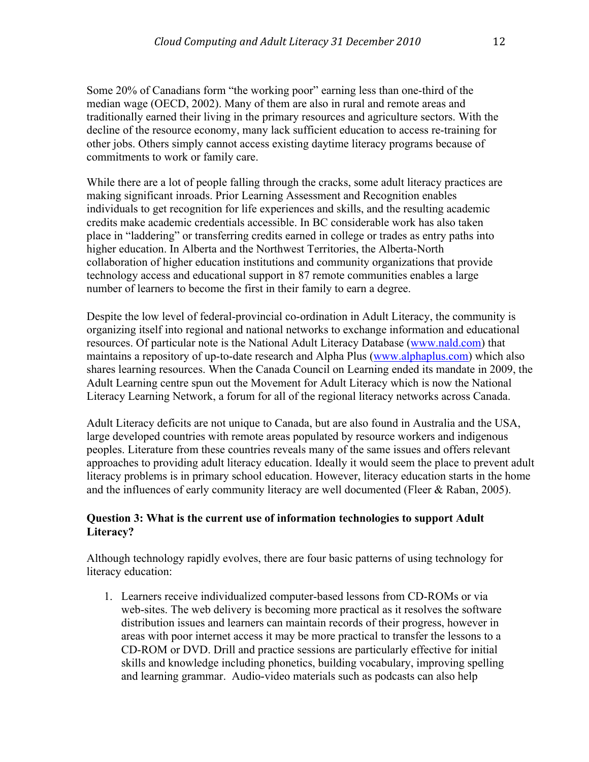Some 20% of Canadians form "the working poor" earning less than one-third of the median wage (OECD, 2002). Many of them are also in rural and remote areas and traditionally earned their living in the primary resources and agriculture sectors. With the decline of the resource economy, many lack sufficient education to access re-training for other jobs. Others simply cannot access existing daytime literacy programs because of commitments to work or family care.

While there are a lot of people falling through the cracks, some adult literacy practices are making significant inroads. Prior Learning Assessment and Recognition enables individuals to get recognition for life experiences and skills, and the resulting academic credits make academic credentials accessible. In BC considerable work has also taken place in "laddering" or transferring credits earned in college or trades as entry paths into higher education. In Alberta and the Northwest Territories, the Alberta-North collaboration of higher education institutions and community organizations that provide technology access and educational support in 87 remote communities enables a large number of learners to become the first in their family to earn a degree.

Despite the low level of federal-provincial co-ordination in Adult Literacy, the community is organizing itself into regional and national networks to exchange information and educational resources. Of particular note is the National Adult Literacy Database ([www.nald.com](www.nald.com)) that maintains a repository of up-to-date research and Alpha Plus ([www.alphaplus.com](www.alphaplus.com)) which also shares learning resources. When the Canada Council on Learning ended its mandate in 2009, the Adult Learning centre spun out the Movement for Adult Literacy which is now the National Literacy Learning Network, a forum for all of the regional literacy networks across Canada.

Adult Literacy deficits are not unique to Canada, but are also found in Australia and the USA, large developed countries with remote areas populated by resource workers and indigenous peoples. Literature from these countries reveals many of the same issues and offers relevant approaches to providing adult literacy education. Ideally it would seem the place to prevent adult literacy problems is in primary school education. However, literacy education starts in the home and the influences of early community literacy are well documented (Fleer & Raban, 2005).

**Question 3: What is the current use of information technologies to support Adult Literacy?**

Although technology rapidly evolves, there are four basic patterns of using technology for literacy education:

1. Learners receive individualized computer-based lessons from CD-ROMs or via web-sites. The web delivery is becoming more practical as it resolves the software distribution issues and learners can maintain records of their progress, however in areas with poor internet access it may be more practical to transfer the lessons to a CD-ROM or DVD. Drill and practice sessions are particularly effective for initial skills and knowledge including phonetics, building vocabulary, improving spelling and learning grammar. Audio-video materials such as podcasts can also help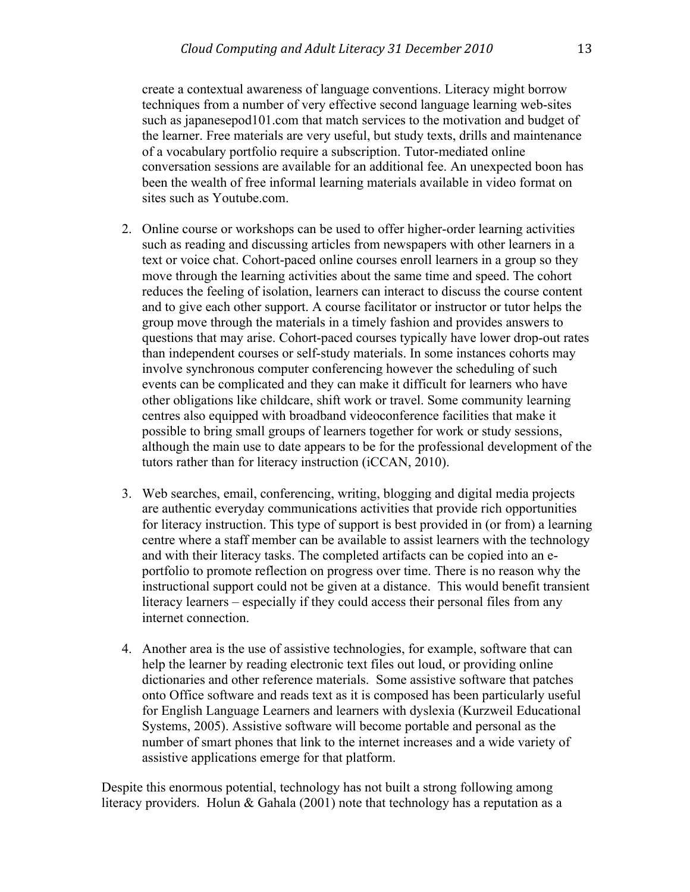create a contextual awareness of language conventions. Literacy might borrow techniques from a number of very effective second language learning web-sites such as japanesepod101.com that match services to the motivation and budget of the learner. Free materials are very useful, but study texts, drills and maintenance of a vocabulary portfolio require a subscription. Tutor-mediated online conversation sessions are available for an additional fee. An unexpected boon has been the wealth of free informal learning materials available in video format on sites such as Youtube.com.

2. Online course or workshops can be used to offer higher-order learning activities such as reading and discussing articles from newspapers with other learners in a text or voice chat. Cohort-paced online courses enroll learners in a group so they move through the learning activities about the same time and speed. The cohort reduces the feeling of isolation, learners can interact to discuss the course content and to give each other support. A course facilitator or instructor or tutor helps the group move through the materials in a timely fashion and provides answers to questions that may arise. Cohort-paced courses typically have lower drop-out rates than independent courses or self-study materials. In some instances cohorts may involve synchronous computer conferencing however the scheduling of such events can be complicated and they can make it difficult for learners who have other obligations like childcare, shift work or travel. Some community learning centres also equipped with broadband videoconference facilities that make it possible to bring small groups of learners together for work or study sessions, although the main use to date appears to be for the professional development of the tutors rather than for literacy instruction (iCCAN, 2010).

3. Web searches, email, conferencing, writing, blogging and digital media projects are authentic everyday communications activities that provide rich opportunities for literacy instruction. This type of support is best provided in (or from) a learning centre where a staff member can be available to assist learners with the technology and with their literacy tasks. The completed artifacts can be copied into an e-portfolio to promote reflection on progress over time. There is no reason why the instructional support could not be given at a distance. This would benefit transient literacy learners – especially if they could access their personal files from any internet connection.

4. Another area is the use of assistive technologies, for example, software that can help the learner by reading electronic text files out loud, or providing online dictionaries and other reference materials. Some assistive software that patches onto Office software and reads text as it is composed has been particularly useful for English Language Learners and learners with dyslexia (Kurzweil Educational Systems, 2005). Assistive software will become portable and personal as the number of smart phones that link to the internet increases and a wide variety of assistive applications emerge for that platform.

Despite this enormous potential, technology has not built a strong following among literacy providers. Holun & Gahala (2001) note that technology has a reputation as a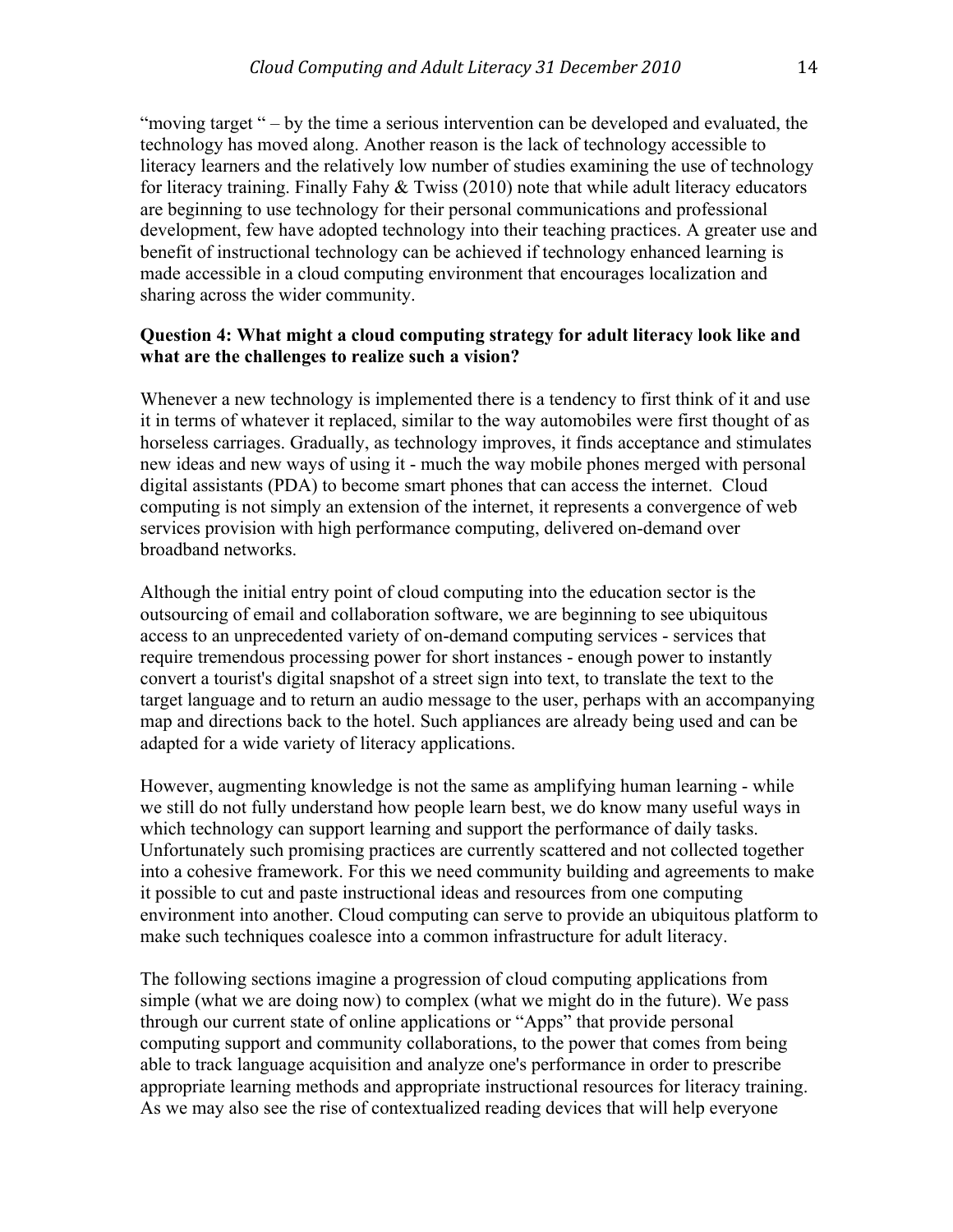"moving target " – by the time a serious intervention can be developed and evaluated, the technology has moved along. Another reason is the lack of technology accessible to literacy learners and the relatively low number of studies examining the use of technology for literacy training. Finally Fahy & Twiss (2010) note that while adult literacy educators are beginning to use technology for their personal communications and professional development, few have adopted technology into their teaching practices. A greater use and benefit of instructional technology can be achieved if technology enhanced learning is made accessible in a cloud computing environment that encourages localization and sharing across the wider community.

**Question 4: What might a cloud computing strategy for adult literacy look like and what are the challenges to realize such a vision?**

Whenever a new technology is implemented there is a tendency to first think of it and use it in terms of whatever it replaced, similar to the way automobiles were first thought of as horseless carriages. Gradually, as technology improves, it finds acceptance and stimulates new ideas and new ways of using it - much the way mobile phones merged with personal digital assistants (PDA) to become smart phones that can access the internet. Cloud computing is not simply an extension of the internet, it represents a convergence of web services provision with high performance computing, delivered on-demand over broadband networks.

Although the initial entry point of cloud computing into the education sector is the outsourcing of email and collaboration software, we are beginning to see ubiquitous access to an unprecedented variety of on-demand computing services - services that require tremendous processing power for short instances - enough power to instantly convert a tourist's digital snapshot of a street sign into text, to translate the text to the target language and to return an audio message to the user, perhaps with an accompanying map and directions back to the hotel. Such appliances are already being used and can be adapted for a wide variety of literacy applications.

However, augmenting knowledge is not the same as amplifying human learning - while we still do not fully understand how people learn best, we do know many useful ways in which technology can support learning and support the performance of daily tasks. Unfortunately such promising practices are currently scattered and not collected together into a cohesive framework. For this we need community building and agreements to make it possible to cut and paste instructional ideas and resources from one computing environment into another. Cloud computing can serve to provide an ubiquitous platform to make such techniques coalesce into a common infrastructure for adult literacy.

The following sections imagine a progression of cloud computing applications from simple (what we are doing now) to complex (what we might do in the future). We pass through our current state of online applications or "Apps" that provide personal computing support and community collaborations, to the power that comes from being able to track language acquisition and analyze one's performance in order to prescribe appropriate learning methods and appropriate instructional resources for literacy training. As we may also see the rise of contextualized reading devices that will help everyone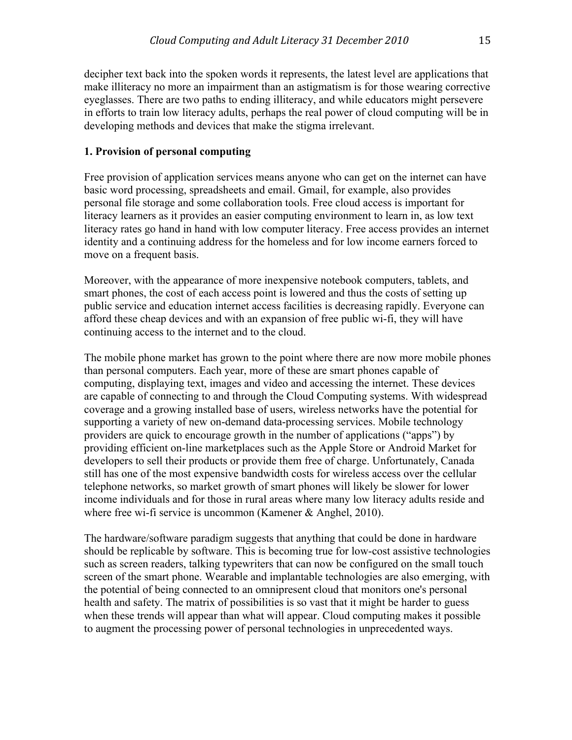decipher text back into the spoken words it represents, the latest level are applications that make illiteracy no more an impairment than an astigmatism is for those wearing corrective eyeglasses. There are two paths to ending illiteracy, and while educators might persevere in efforts to train low literacy adults, perhaps the real power of cloud computing will be in developing methods and devices that make the stigma irrelevant.

**1. Provision of personal computing**

Free provision of application services means anyone who can get on the internet can have basic word processing, spreadsheets and email. Gmail, for example, also provides personal file storage and some collaboration tools. Free cloud access is important for literacy learners as it provides an easier computing environment to learn in, as low text literacy rates go hand in hand with low computer literacy. Free access provides an internet identity and a continuing address for the homeless and for low income earners forced to move on a frequent basis.

Moreover, with the appearance of more inexpensive notebook computers, tablets, and smart phones, the cost of each access point is lowered and thus the costs of setting up public service and education internet access facilities is decreasing rapidly. Everyone can afford these cheap devices and with an expansion of free public wi-fi, they will have continuing access to the internet and to the cloud.

The mobile phone market has grown to the point where there are now more mobile phones than personal computers. Each year, more of these are smart phones capable of computing, displaying text, images and video and accessing the internet. These devices are capable of connecting to and through the Cloud Computing systems. With widespread coverage and a growing installed base of users, wireless networks have the potential for supporting a variety of new on-demand data-processing services. Mobile technology providers are quick to encourage growth in the number of applications ("apps") by providing efficient on-line marketplaces such as the Apple Store or Android Market for developers to sell their products or provide them free of charge. Unfortunately, Canada still has one of the most expensive bandwidth costs for wireless access over the cellular telephone networks, so market growth of smart phones will likely be slower for lower income individuals and for those in rural areas where many low literacy adults reside and where free wi-fi service is uncommon (Kamener & Anghel, 2010).

The hardware/software paradigm suggests that anything that could be done in hardware should be replicable by software. This is becoming true for low-cost assistive technologies such as screen readers, talking typewriters that can now be configured on the small touch screen of the smart phone. Wearable and implantable technologies are also emerging, with the potential of being connected to an omnipresent cloud that monitors one's personal health and safety. The matrix of possibilities is so vast that it might be harder to guess when these trends will appear than what will appear. Cloud computing makes it possible to augment the processing power of personal technologies in unprecedented ways.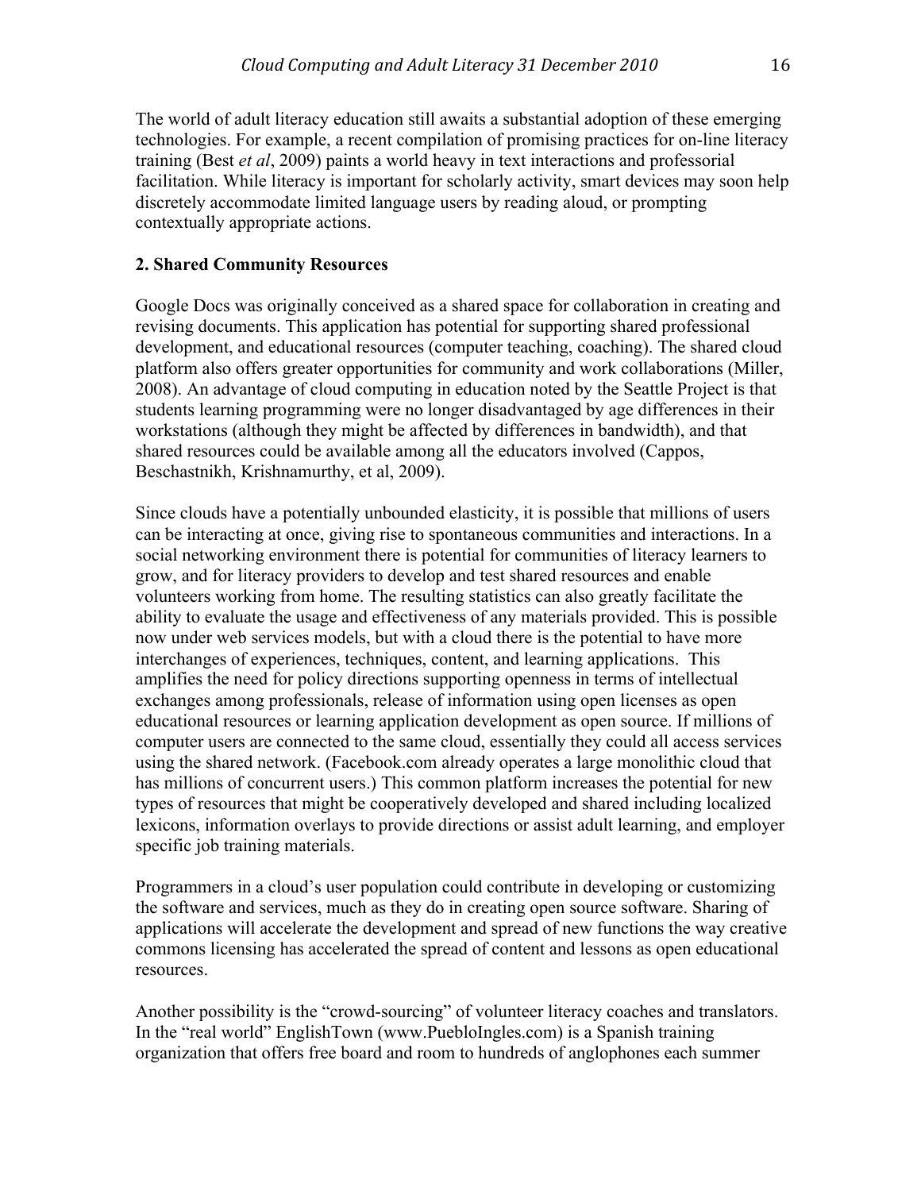The world of adult literacy education still awaits a substantial adoption of these emerging technologies. For example, a recent compilation of promising practices for on-line literacy training (Best *et al*, 2009) paints a world heavy in text interactions and professorial facilitation. While literacy is important for scholarly activity, smart devices may soon help discretely accommodate limited language users by reading aloud, or prompting contextually appropriate actions.

**2. Shared Community Resources**

Google Docs was originally conceived as a shared space for collaboration in creating and revising documents. This application has potential for supporting shared professional development, and educational resources (computer teaching, coaching). The shared cloud platform also offers greater opportunities for community and work collaborations (Miller, 2008). An advantage of cloud computing in education noted by the Seattle Project is that students learning programming were no longer disadvantaged by age differences in their workstations (although they might be affected by differences in bandwidth), and that shared resources could be available among all the educators involved (Cappos, Beschastnikh, Krishnamurthy, et al, 2009).

Since clouds have a potentially unbounded elasticity, it is possible that millions of users can be interacting at once, giving rise to spontaneous communities and interactions. In a social networking environment there is potential for communities of literacy learners to grow, and for literacy providers to develop and test shared resources and enable volunteers working from home. The resulting statistics can also greatly facilitate the ability to evaluate the usage and effectiveness of any materials provided. This is possible now under web services models, but with a cloud there is the potential to have more interchanges of experiences, techniques, content, and learning applications. This amplifies the need for policy directions supporting openness in terms of intellectual exchanges among professionals, release of information using open licenses as open educational resources or learning application development as open source. If millions of computer users are connected to the same cloud, essentially they could all access services using the shared network. (Facebook.com already operates a large monolithic cloud that has millions of concurrent users.) This common platform increases the potential for new types of resources that might be cooperatively developed and shared including localized lexicons, information overlays to provide directions or assist adult learning, and employer specific job training materials.

Programmers in a cloud's user population could contribute in developing or customizing the software and services, much as they do in creating open source software. Sharing of applications will accelerate the development and spread of new functions the way creative commons licensing has accelerated the spread of content and lessons as open educational resources.

Another possibility is the "crowd-sourcing" of volunteer literacy coaches and translators. In the "real world" EnglishTown (www.PuebloIngles.com) is a Spanish training organization that offers free board and room to hundreds of anglophones each summer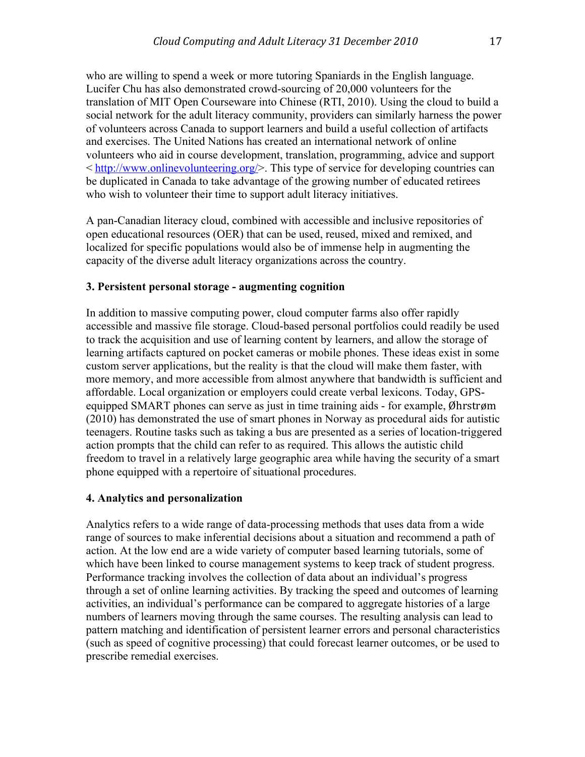who are willing to spend a week or more tutoring Spaniards in the English language. Lucifer Chu has also demonstrated crowd-sourcing of 20,000 volunteers for the translation of MIT Open Courseware into Chinese (RTI, 2010). Using the cloud to build a social network for the adult literacy community, providers can similarly harness the power of volunteers across Canada to support learners and build a useful collection of artifacts and exercises. The United Nations has created an international network of online volunteers who aid in course development, translation, programming, advice and support < http://www.onlinevolunteering.org/>. This type of service for developing countries can be duplicated in Canada to take advantage of the growing number of educated retirees who wish to volunteer their time to support adult literacy initiatives.

A pan-Canadian literacy cloud, combined with accessible and inclusive repositories of open educational resources (OER) that can be used, reused, mixed and remixed, and localized for specific populations would also be of immense help in augmenting the capacity of the diverse adult literacy organizations across the country.

### 3. Persistent personal storage - augmenting cognition

In addition to massive computing power, cloud computer farms also offer rapidly accessible and massive file storage. Cloud-based personal portfolios could readily be used to track the acquisition and use of learning content by learners, and allow the storage of learning artifacts captured on pocket cameras or mobile phones. These ideas exist in some custom server applications, but the reality is that the cloud will make them faster, with more memory, and more accessible from almost anywhere that bandwidth is sufficient and affordable. Local organization or employers could create verbal lexicons. Today, GPS-equipped SMART phones can serve as just in time training aids - for example, Øhrstrøm (2010) has demonstrated the use of smart phones in Norway as procedural aids for autistic teenagers. Routine tasks such as taking a bus are presented as a series of location-triggered action prompts that the child can refer to as required. This allows the autistic child freedom to travel in a relatively large geographic area while having the security of a smart phone equipped with a repertoire of situational procedures.

### 4. Analytics and personalization

Analytics refers to a wide range of data-processing methods that uses data from a wide range of sources to make inferential decisions about a situation and recommend a path of action. At the low end are a wide variety of computer based learning tutorials, some of which have been linked to course management systems to keep track of student progress. Performance tracking involves the collection of data about an individual's progress through a set of online learning activities. By tracking the speed and outcomes of learning activities, an individual's performance can be compared to aggregate histories of a large numbers of learners moving through the same courses. The resulting analysis can lead to pattern matching and identification of persistent learner errors and personal characteristics (such as speed of cognitive processing) that could forecast learner outcomes, or be used to prescribe remedial exercises.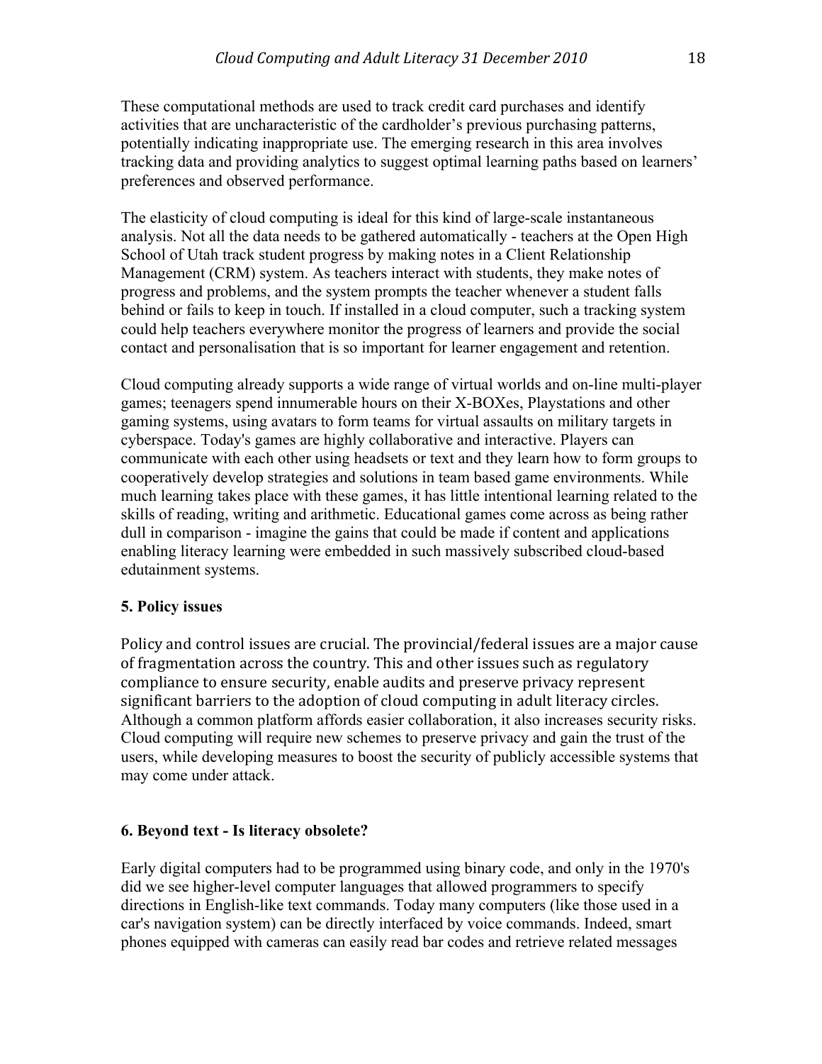These computational methods are used to track credit card purchases and identify activities that are uncharacteristic of the cardholder's previous purchasing patterns, potentially indicating inappropriate use. The emerging research in this area involves tracking data and providing analytics to suggest optimal learning paths based on learners' preferences and observed performance.

The elasticity of cloud computing is ideal for this kind of large-scale instantaneous analysis. Not all the data needs to be gathered automatically - teachers at the Open High School of Utah track student progress by making notes in a Client Relationship Management (CRM) system. As teachers interact with students, they make notes of progress and problems, and the system prompts the teacher whenever a student falls behind or fails to keep in touch. If installed in a cloud computer, such a tracking system could help teachers everywhere monitor the progress of learners and provide the social contact and personalisation that is so important for learner engagement and retention.

Cloud computing already supports a wide range of virtual worlds and on-line multi-player games; teenagers spend innumerable hours on their X-BOXes, Playstations and other gaming systems, using avatars to form teams for virtual assaults on military targets in cyberspace. Today's games are highly collaborative and interactive. Players can communicate with each other using headsets or text and they learn how to form groups to cooperatively develop strategies and solutions in team based game environments. While much learning takes place with these games, it has little intentional learning related to the skills of reading, writing and arithmetic. Educational games come across as being rather dull in comparison - imagine the gains that could be made if content and applications enabling literacy learning were embedded in such massively subscribed cloud-based edutainment systems.

### 5. Policy issues

Policy and control issues are crucial. The provincial/federal issues are a major cause of fragmentation across the country. This and other issues such as regulatory compliance to ensure security, enable audits and preserve privacy represent significant barriers to the adoption of cloud computing in adult literacy circles. Although a common platform affords easier collaboration, it also increases security risks. Cloud computing will require new schemes to preserve privacy and gain the trust of the users, while developing measures to boost the security of publicly accessible systems that may come under attack.

### 6. Beyond text - Is literacy obsolete?

Early digital computers had to be programmed using binary code, and only in the 1970's did we see higher-level computer languages that allowed programmers to specify directions in English-like text commands. Today many computers (like those used in a car's navigation system) can be directly interfaced by voice commands. Indeed, smart phones equipped with cameras can easily read bar codes and retrieve related messages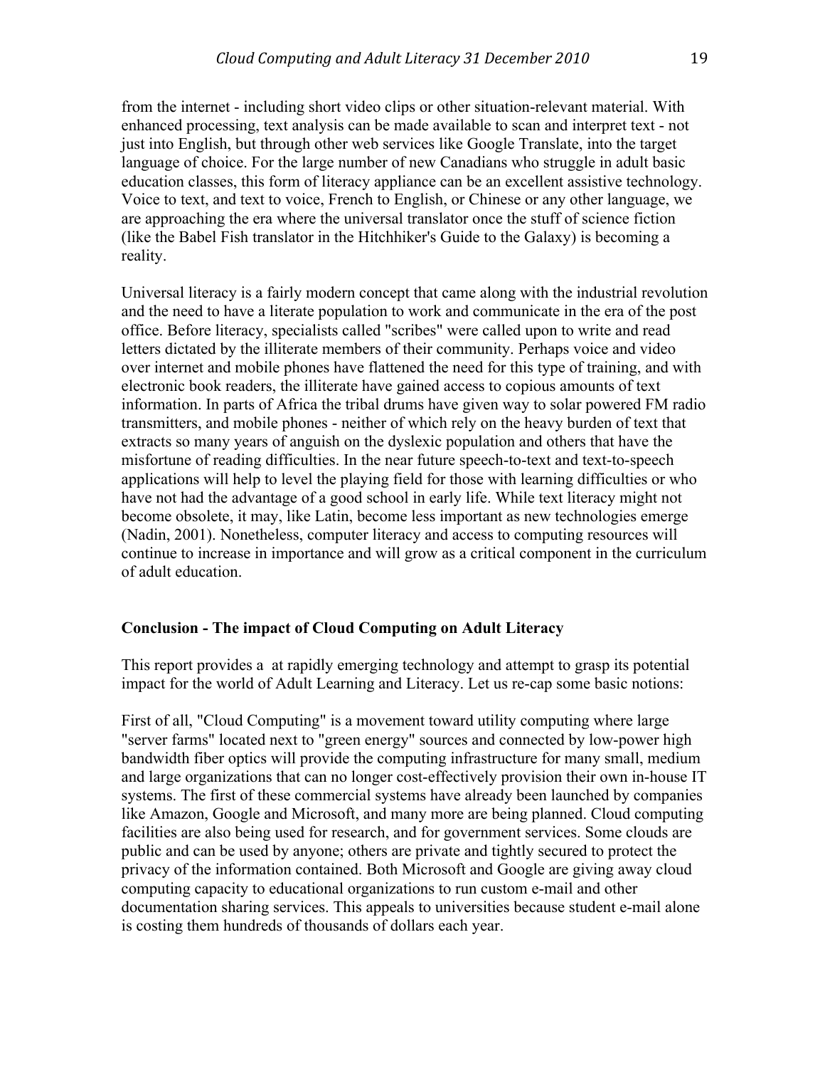from the internet - including short video clips or other situation-relevant material. With enhanced processing, text analysis can be made available to scan and interpret text - not just into English, but through other web services like Google Translate, into the target language of choice. For the large number of new Canadians who struggle in adult basic education classes, this form of literacy appliance can be an excellent assistive technology. Voice to text, and text to voice, French to English, or Chinese or any other language, we are approaching the era where the universal translator once the stuff of science fiction (like the Babel Fish translator in the Hitchhiker's Guide to the Galaxy) is becoming a reality.

Universal literacy is a fairly modern concept that came along with the industrial revolution and the need to have a literate population to work and communicate in the era of the post office. Before literacy, specialists called "scribes" were called upon to write and read letters dictated by the illiterate members of their community. Perhaps voice and video over internet and mobile phones have flattened the need for this type of training, and with electronic book readers, the illiterate have gained access to copious amounts of text information. In parts of Africa the tribal drums have given way to solar powered FM radio transmitters, and mobile phones - neither of which rely on the heavy burden of text that extracts so many years of anguish on the dyslexic population and others that have the misfortune of reading difficulties. In the near future speech-to-text and text-to-speech applications will help to level the playing field for those with learning difficulties or who have not had the advantage of a good school in early life. While text literacy might not become obsolete, it may, like Latin, become less important as new technologies emerge (Nadin, 2001). Nonetheless, computer literacy and access to computing resources will continue to increase in importance and will grow as a critical component in the curriculum of adult education.

## Conclusion - The impact of Cloud Computing on Adult Literacy

This report provides a  at rapidly emerging technology and attempt to grasp its potential impact for the world of Adult Learning and Literacy. Let us re-cap some basic notions:

First of all, "Cloud Computing" is a movement toward utility computing where large "server farms" located next to "green energy" sources and connected by low-power high bandwidth fiber optics will provide the computing infrastructure for many small, medium and large organizations that can no longer cost-effectively provision their own in-house IT systems. The first of these commercial systems have already been launched by companies like Amazon, Google and Microsoft, and many more are being planned. Cloud computing facilities are also being used for research, and for government services. Some clouds are public and can be used by anyone; others are private and tightly secured to protect the privacy of the information contained. Both Microsoft and Google are giving away cloud computing capacity to educational organizations to run custom e-mail and other documentation sharing services. This appeals to universities because student e-mail alone is costing them hundreds of thousands of dollars each year.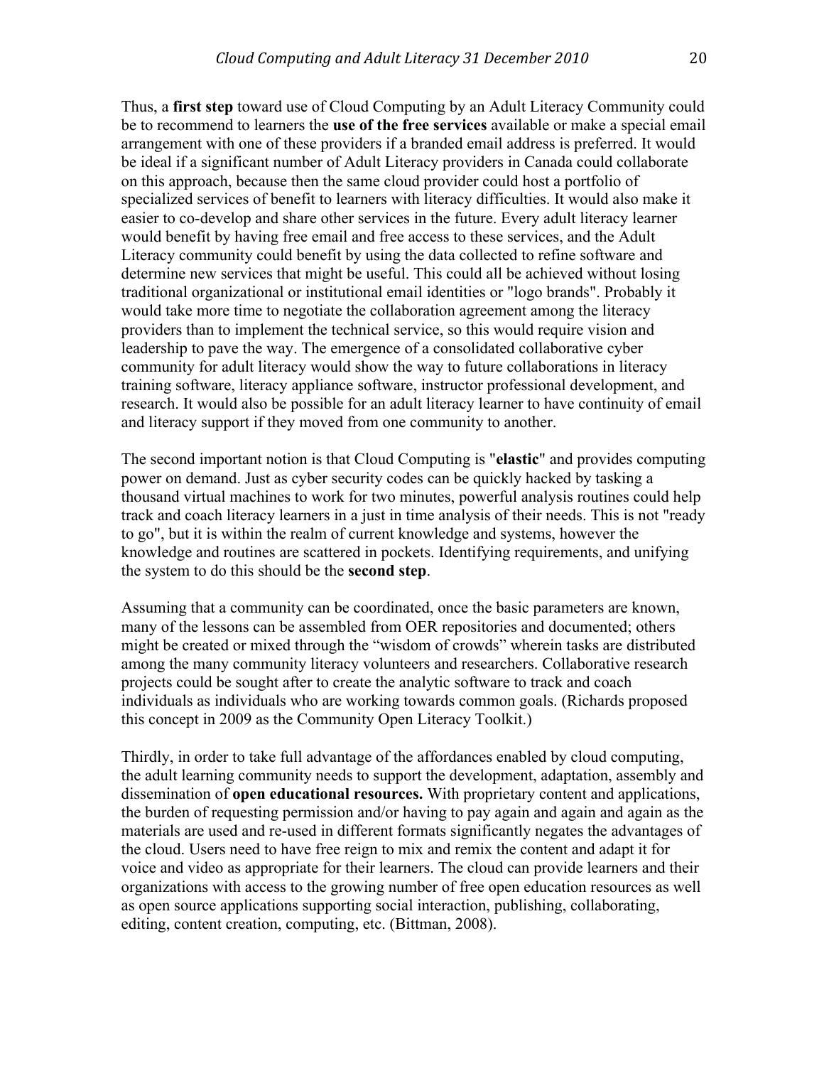Thus, a **first step** toward use of Cloud Computing by an Adult Literacy Community could be to recommend to learners the **use of the free services** available or make a special email arrangement with one of these providers if a branded email address is preferred. It would be ideal if a significant number of Adult Literacy providers in Canada could collaborate on this approach, because then the same cloud provider could host a portfolio of specialized services of benefit to learners with literacy difficulties. It would also make it easier to co-develop and share other services in the future. Every adult literacy learner would benefit by having free email and free access to these services, and the Adult Literacy community could benefit by using the data collected to refine software and determine new services that might be useful. This could all be achieved without losing traditional organizational or institutional email identities or "logo brands". Probably it would take more time to negotiate the collaboration agreement among the literacy providers than to implement the technical service, so this would require vision and leadership to pave the way. The emergence of a consolidated collaborative cyber community for adult literacy would show the way to future collaborations in literacy training software, literacy appliance software, instructor professional development, and research. It would also be possible for an adult literacy learner to have continuity of email and literacy support if they moved from one community to another.

The second important notion is that Cloud Computing is "**elastic**" and provides computing power on demand. Just as cyber security codes can be quickly hacked by tasking a thousand virtual machines to work for two minutes, powerful analysis routines could help track and coach literacy learners in a just in time analysis of their needs. This is not "ready to go", but it is within the realm of current knowledge and systems, however the knowledge and routines are scattered in pockets. Identifying requirements, and unifying the system to do this should be the **second step**.

Assuming that a community can be coordinated, once the basic parameters are known, many of the lessons can be assembled from OER repositories and documented; others might be created or mixed through the "wisdom of crowds" wherein tasks are distributed among the many community literacy volunteers and researchers. Collaborative research projects could be sought after to create the analytic software to track and coach individuals as individuals who are working towards common goals. (Richards proposed this concept in 2009 as the Community Open Literacy Toolkit.)

Thirdly, in order to take full advantage of the affordances enabled by cloud computing, the adult learning community needs to support the development, adaptation, assembly and dissemination of **open educational resources.** With proprietary content and applications, the burden of requesting permission and/or having to pay again and again and again as the materials are used and re-used in different formats significantly negates the advantages of the cloud. Users need to have free reign to mix and remix the content and adapt it for voice and video as appropriate for their learners. The cloud can provide learners and their organizations with access to the growing number of free open education resources as well as open source applications supporting social interaction, publishing, collaborating, editing, content creation, computing, etc. (Bittman, 2008).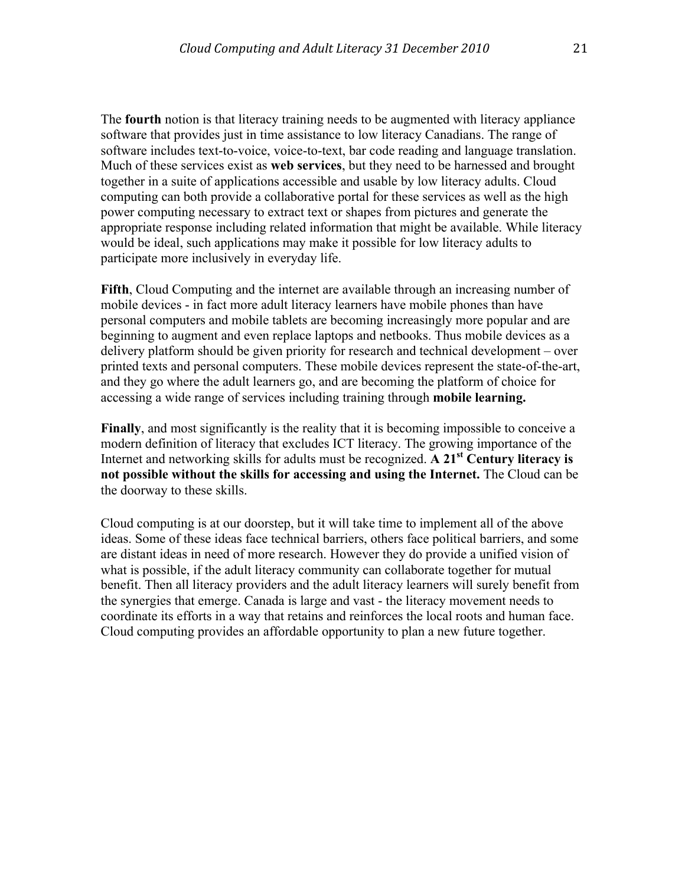The **fourth** notion is that literacy training needs to be augmented with literacy appliance software that provides just in time assistance to low literacy Canadians. The range of software includes text-to-voice, voice-to-text, bar code reading and language translation. Much of these services exist as **web services**, but they need to be harnessed and brought together in a suite of applications accessible and usable by low literacy adults. Cloud computing can both provide a collaborative portal for these services as well as the high power computing necessary to extract text or shapes from pictures and generate the appropriate response including related information that might be available. While literacy would be ideal, such applications may make it possible for low literacy adults to participate more inclusively in everyday life.

**Fifth**, Cloud Computing and the internet are available through an increasing number of mobile devices - in fact more adult literacy learners have mobile phones than have personal computers and mobile tablets are becoming increasingly more popular and are beginning to augment and even replace laptops and netbooks. Thus mobile devices as a delivery platform should be given priority for research and technical development – over printed texts and personal computers. These mobile devices represent the state-of-the-art, and they go where the adult learners go, and are becoming the platform of choice for accessing a wide range of services including training through **mobile learning.**

**Finally**, and most significantly is the reality that it is becoming impossible to conceive a modern definition of literacy that excludes ICT literacy. The growing importance of the Internet and networking skills for adults must be recognized. **A 21st Century literacy is not possible without the skills for accessing and using the Internet.** The Cloud can be the doorway to these skills.

Cloud computing is at our doorstep, but it will take time to implement all of the above ideas. Some of these ideas face technical barriers, others face political barriers, and some are distant ideas in need of more research. However they do provide a unified vision of what is possible, if the adult literacy community can collaborate together for mutual benefit. Then all literacy providers and the adult literacy learners will surely benefit from the synergies that emerge. Canada is large and vast - the literacy movement needs to coordinate its efforts in a way that retains and reinforces the local roots and human face. Cloud computing provides an affordable opportunity to plan a new future together.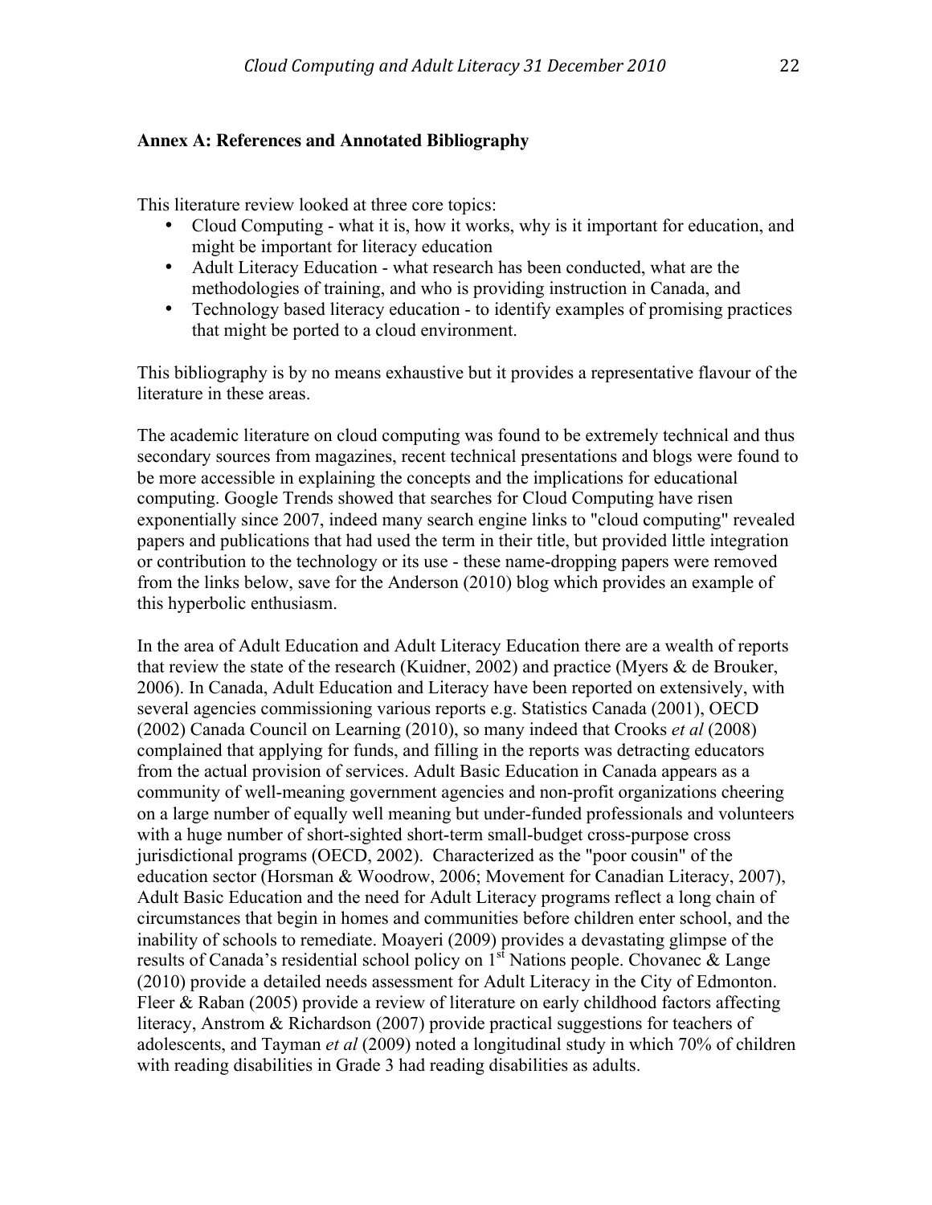**Annex A: References and Annotated Bibliography**

This literature review looked at three core topics:

- Cloud Computing - what it is, how it works, why is it important for education, and might be important for literacy education
- Adult Literacy Education - what research has been conducted, what are the methodologies of training, and who is providing instruction in Canada, and
- Technology based literacy education - to identify examples of promising practices that might be ported to a cloud environment.

This bibliography is by no means exhaustive but it provides a representative flavour of the literature in these areas.

The academic literature on cloud computing was found to be extremely technical and thus secondary sources from magazines, recent technical presentations and blogs were found to be more accessible in explaining the concepts and the implications for educational computing. Google Trends showed that searches for Cloud Computing have risen exponentially since 2007, indeed many search engine links to "cloud computing" revealed papers and publications that had used the term in their title, but provided little integration or contribution to the technology or its use - these name-dropping papers were removed from the links below, save for the Anderson (2010) blog which provides an example of this hyperbolic enthusiasm.

In the area of Adult Education and Adult Literacy Education there are a wealth of reports that review the state of the research (Kuidner, 2002) and practice (Myers & de Brouker, 2006). In Canada, Adult Education and Literacy have been reported on extensively, with several agencies commissioning various reports e.g. Statistics Canada (2001), OECD (2002) Canada Council on Learning (2010), so many indeed that Crooks *et al* (2008) complained that applying for funds, and filling in the reports was detracting educators from the actual provision of services. Adult Basic Education in Canada appears as a community of well-meaning government agencies and non-profit organizations cheering on a large number of equally well meaning but under-funded professionals and volunteers with a huge number of short-sighted short-term small-budget cross-purpose cross jurisdictional programs (OECD, 2002). Characterized as the "poor cousin" of the education sector (Horsman & Woodrow, 2006; Movement for Canadian Literacy, 2007), Adult Basic Education and the need for Adult Literacy programs reflect a long chain of circumstances that begin in homes and communities before children enter school, and the inability of schools to remediate. Moayeri (2009) provides a devastating glimpse of the results of Canada's residential school policy on 1st Nations people. Chovanec & Lange (2010) provide a detailed needs assessment for Adult Literacy in the City of Edmonton. Fleer & Raban (2005) provide a review of literature on early childhood factors affecting literacy, Anstrom & Richardson (2007) provide practical suggestions for teachers of adolescents, and Tayman *et al* (2009) noted a longitudinal study in which 70% of children with reading disabilities in Grade 3 had reading disabilities as adults.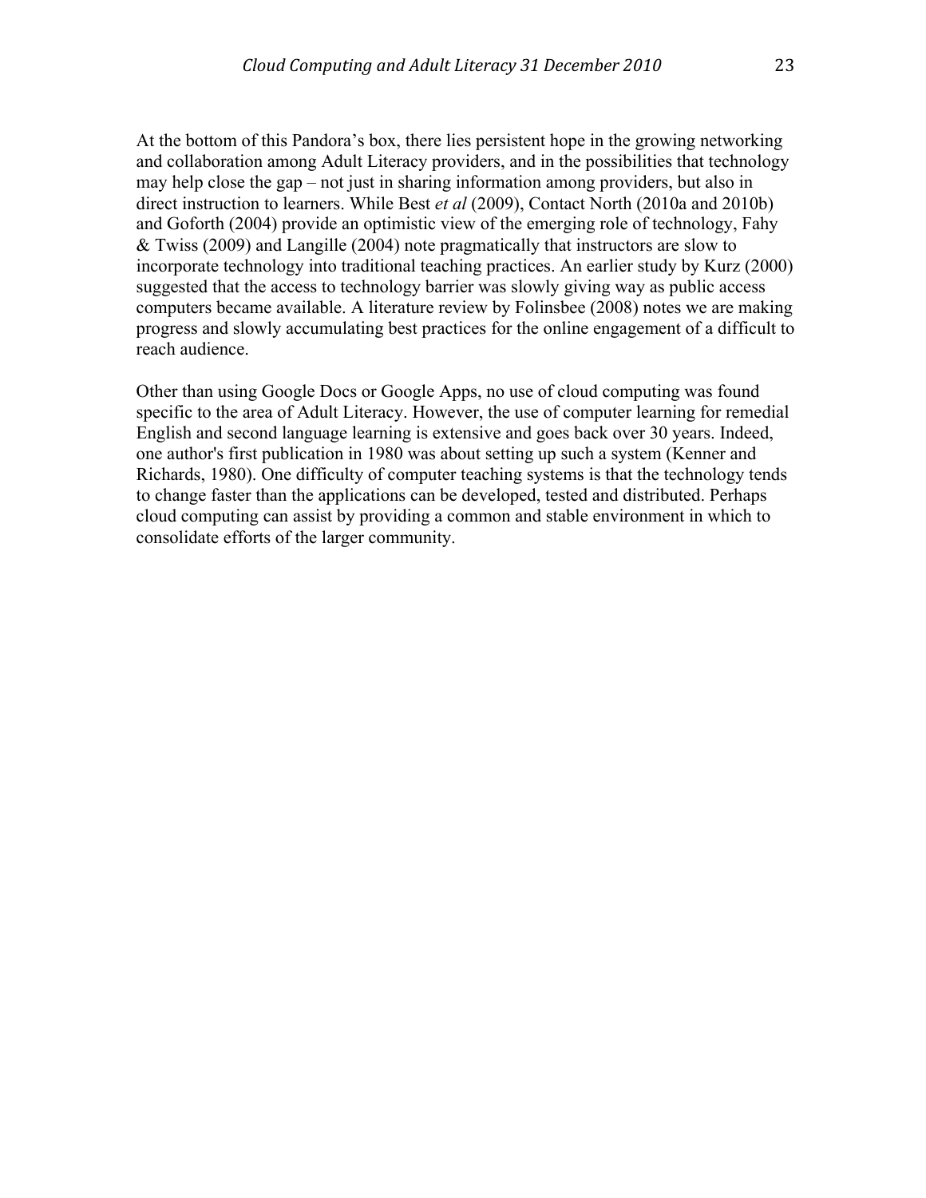At the bottom of this Pandora's box, there lies persistent hope in the growing networking and collaboration among Adult Literacy providers, and in the possibilities that technology may help close the gap – not just in sharing information among providers, but also in direct instruction to learners. While Best *et al* (2009), Contact North (2010a and 2010b) and Goforth (2004) provide an optimistic view of the emerging role of technology, Fahy & Twiss (2009) and Langille (2004) note pragmatically that instructors are slow to incorporate technology into traditional teaching practices. An earlier study by Kurz (2000) suggested that the access to technology barrier was slowly giving way as public access computers became available. A literature review by Folinsbee (2008) notes we are making progress and slowly accumulating best practices for the online engagement of a difficult to reach audience.

Other than using Google Docs or Google Apps, no use of cloud computing was found specific to the area of Adult Literacy. However, the use of computer learning for remedial English and second language learning is extensive and goes back over 30 years. Indeed, one author's first publication in 1980 was about setting up such a system (Kenner and Richards, 1980). One difficulty of computer teaching systems is that the technology tends to change faster than the applications can be developed, tested and distributed. Perhaps cloud computing can assist by providing a common and stable environment in which to consolidate efforts of the larger community.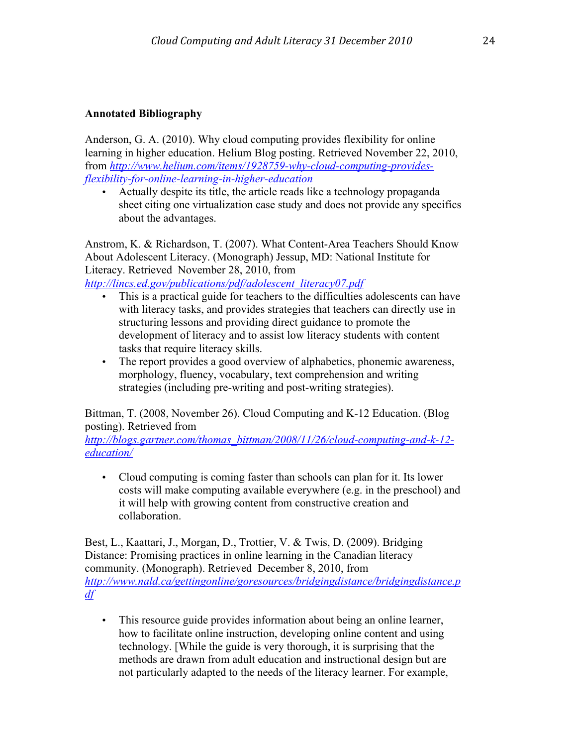**Annotated Bibliography**

Anderson, G. A. (2010). Why cloud computing provides flexibility for online learning in higher education. Helium Blog posting. Retrieved November 22, 2010, from [http://www.helium.com/items/1928759-why-cloud-computing-provides-flexibility-for-online-learning-in-higher-education](http://www.helium.com/items/1928759-why-cloud-computing-provides-flexibility-for-online-learning-in-higher-education)

- Actually despite its title, the article reads like a technology propaganda sheet citing one virtualization case study and does not provide any specifics about the advantages.

Anstrom, K. & Richardson, T. (2007). What Content-Area Teachers Should Know About Adolescent Literacy. (Monograph) Jessup, MD: National Institute for Literacy. Retrieved November 28, 2010, from [http://lincs.ed.gov/publications/pdf/adolescent_literacy07.pdf](http://lincs.ed.gov/publications/pdf/adolescent_literacy07.pdf)

- This is a practical guide for teachers to the difficulties adolescents can have with literacy tasks, and provides strategies that teachers can directly use in structuring lessons and providing direct guidance to promote the development of literacy and to assist low literacy students with content tasks that require literacy skills.
- The report provides a good overview of alphabetics, phonemic awareness, morphology, fluency, vocabulary, text comprehension and writing strategies (including pre-writing and post-writing strategies).

Bittman, T. (2008, November 26). Cloud Computing and K-12 Education. (Blog posting). Retrieved from [http://blogs.gartner.com/thomas_bittman/2008/11/26/cloud-computing-and-k-12-education/](http://blogs.gartner.com/thomas_bittman/2008/11/26/cloud-computing-and-k-12-education/)

- Cloud computing is coming faster than schools can plan for it. Its lower costs will make computing available everywhere (e.g. in the preschool) and it will help with growing content from constructive creation and collaboration.

Best, L., Kaattari, J., Morgan, D., Trottier, V. & Twis, D. (2009). Bridging Distance: Promising practices in online learning in the Canadian literacy community. (Monograph). Retrieved December 8, 2010, from [http://www.nald.ca/gettingonline/goresources/bridgingdistance/bridgingdistance.pdf](http://www.nald.ca/gettingonline/goresources/bridgingdistance/bridgingdistance.pdf)

- This resource guide provides information about being an online learner, how to facilitate online instruction, developing online content and using technology. [While the guide is very thorough, it is surprising that the methods are drawn from adult education and instructional design but are not particularly adapted to the needs of the literacy learner. For example,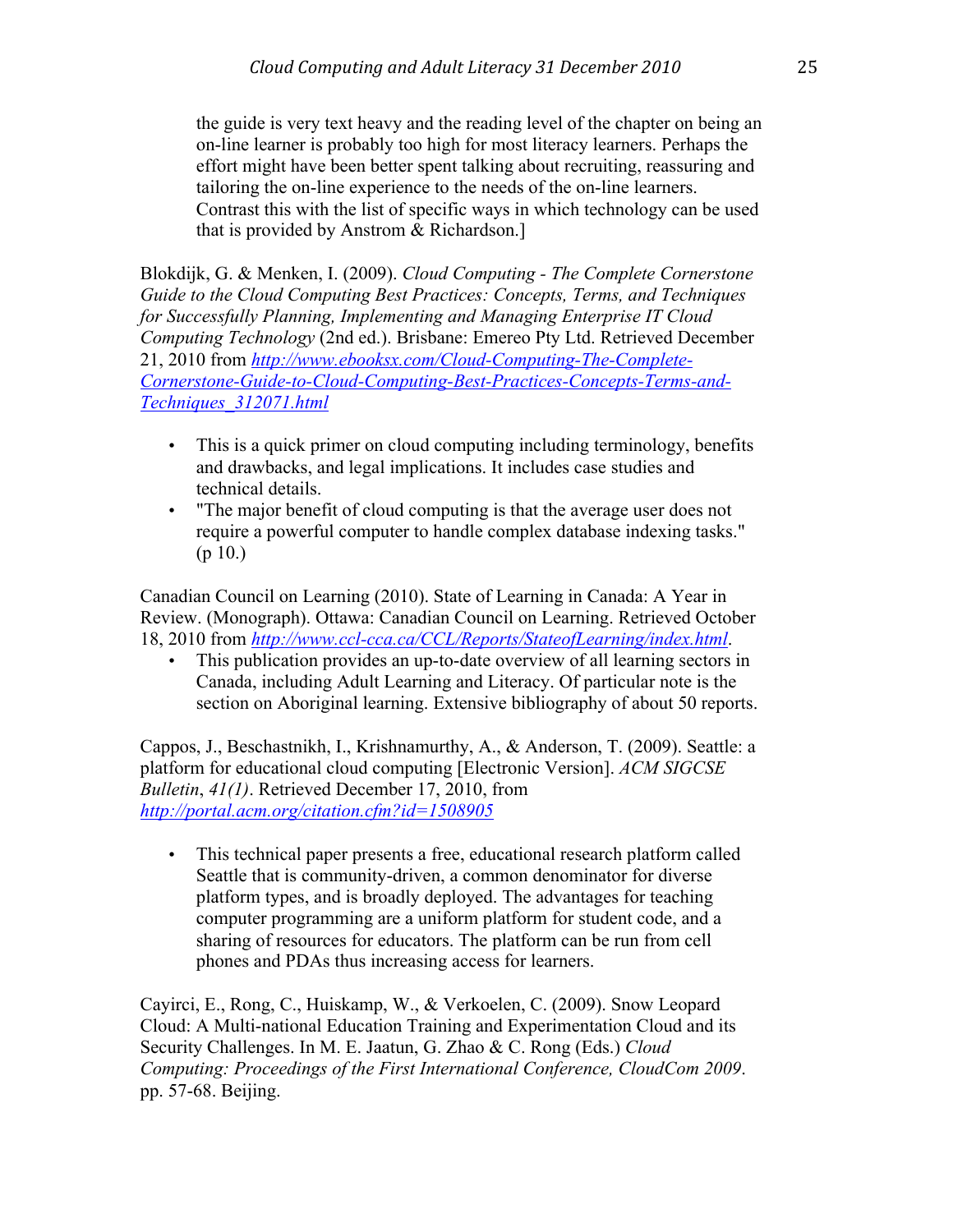the guide is very text heavy and the reading level of the chapter on being an on-line learner is probably too high for most literacy learners. Perhaps the effort might have been better spent talking about recruiting, reassuring and tailoring the on-line experience to the needs of the on-line learners. Contrast this with the list of specific ways in which technology can be used that is provided by Anstrom & Richardson.]

Blokdijk, G. & Menken, I. (2009). *Cloud Computing - The Complete Cornerstone Guide to the Cloud Computing Best Practices: Concepts, Terms, and Techniques for Successfully Planning, Implementing and Managing Enterprise IT Cloud Computing Technology* (2nd ed.). Brisbane: Emereo Pty Ltd. Retrieved December 21, 2010 from [http://www.ebooksx.com/Cloud-Computing-The-Complete-Cornerstone-Guide-to-Cloud-Computing-Best-Practices-Concepts-Terms-and-Techniques_312071.html](http://www.ebooksx.com/Cloud-Computing-The-Complete-Cornerstone-Guide-to-Cloud-Computing-Best-Practices-Concepts-Terms-and-Techniques_312071.html)

- This is a quick primer on cloud computing including terminology, benefits and drawbacks, and legal implications. It includes case studies and technical details.
- "The major benefit of cloud computing is that the average user does not require a powerful computer to handle complex database indexing tasks." (p 10.)

Canadian Council on Learning (2010). State of Learning in Canada: A Year in Review. (Monograph). Ottawa: Canadian Council on Learning. Retrieved October 18, 2010 from [http://www.ccl-cca.ca/CCL/Reports/StateofLearning/index.html](http://www.ccl-cca.ca/CCL/Reports/StateofLearning/index.html).

- This publication provides an up-to-date overview of all learning sectors in Canada, including Adult Learning and Literacy. Of particular note is the section on Aboriginal learning. Extensive bibliography of about 50 reports.

Cappos, J., Beschastnikh, I., Krishnamurthy, A., & Anderson, T. (2009). Seattle: a platform for educational cloud computing [Electronic Version]. *ACM SIGCSE Bulletin*, *41(1)*. Retrieved December 17, 2010, from [http://portal.acm.org/citation.cfm?id=1508905](http://portal.acm.org/citation.cfm?id=1508905)

- This technical paper presents a free, educational research platform called Seattle that is community-driven, a common denominator for diverse platform types, and is broadly deployed. The advantages for teaching computer programming are a uniform platform for student code, and a sharing of resources for educators. The platform can be run from cell phones and PDAs thus increasing access for learners.

Cayirci, E., Rong, C., Huiskamp, W., & Verkoelen, C. (2009). Snow Leopard Cloud: A Multi-national Education Training and Experimentation Cloud and its Security Challenges. In M. E. Jaatun, G. Zhao & C. Rong (Eds.) *Cloud Computing: Proceedings of the First International Conference, CloudCom 2009*. pp. 57-68. Beijing.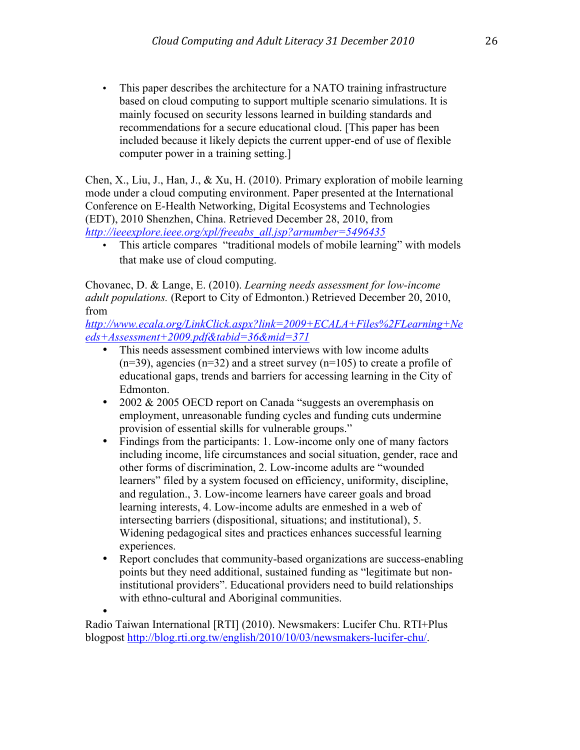- This paper describes the architecture for a NATO training infrastructure based on cloud computing to support multiple scenario simulations. It is mainly focused on security lessons learned in building standards and recommendations for a secure educational cloud. [This paper has been included because it likely depicts the current upper-end of use of flexible computer power in a training setting.]

Chen, X., Liu, J., Han, J., & Xu, H. (2010). Primary exploration of mobile learning mode under a cloud computing environment. Paper presented at the International Conference on E-Health Networking, Digital Ecosystems and Technologies (EDT), 2010 Shenzhen, China. Retrieved December 28, 2010, from *http://ieeexplore.ieee.org/xpl/freeabs_all.jsp?arnumber=5496435*

- This article compares "traditional models of mobile learning" with models that make use of cloud computing.

Chovanec, D. & Lange, E. (2010). *Learning needs assessment for low-income adult populations.* (Report to City of Edmonton.) Retrieved December 20, 2010, from *http://www.ecala.org/LinkClick.aspx?link=2009+ECALA+Files%2FLearning+Needs+Assessment+2009.pdf&tabid=36&mid=371*

- This needs assessment combined interviews with low income adults (n=39), agencies (n=32) and a street survey (n=105) to create a profile of educational gaps, trends and barriers for accessing learning in the City of Edmonton.
- 2002 & 2005 OECD report on Canada "suggests an overemphasis on employment, unreasonable funding cycles and funding cuts undermine provision of essential skills for vulnerable groups."
- Findings from the participants: 1. Low-income only one of many factors including income, life circumstances and social situation, gender, race and other forms of discrimination, 2. Low-income adults are "wounded learners" filed by a system focused on efficiency, uniformity, discipline, and regulation., 3. Low-income learners have career goals and broad learning interests, 4. Low-income adults are enmeshed in a web of intersecting barriers (dispositional, situations; and institutional), 5. Widening pedagogical sites and practices enhances successful learning experiences.
- Report concludes that community-based organizations are success-enabling points but they need additional, sustained funding as "legitimate but non-institutional providers". Educational providers need to build relationships with ethno-cultural and Aboriginal communities.

Radio Taiwan International [RTI] (2010). Newsmakers: Lucifer Chu. RTI+Plus blogpost http://blog.rti.org.tw/english/2010/10/03/newsmakers-lucifer-chu/.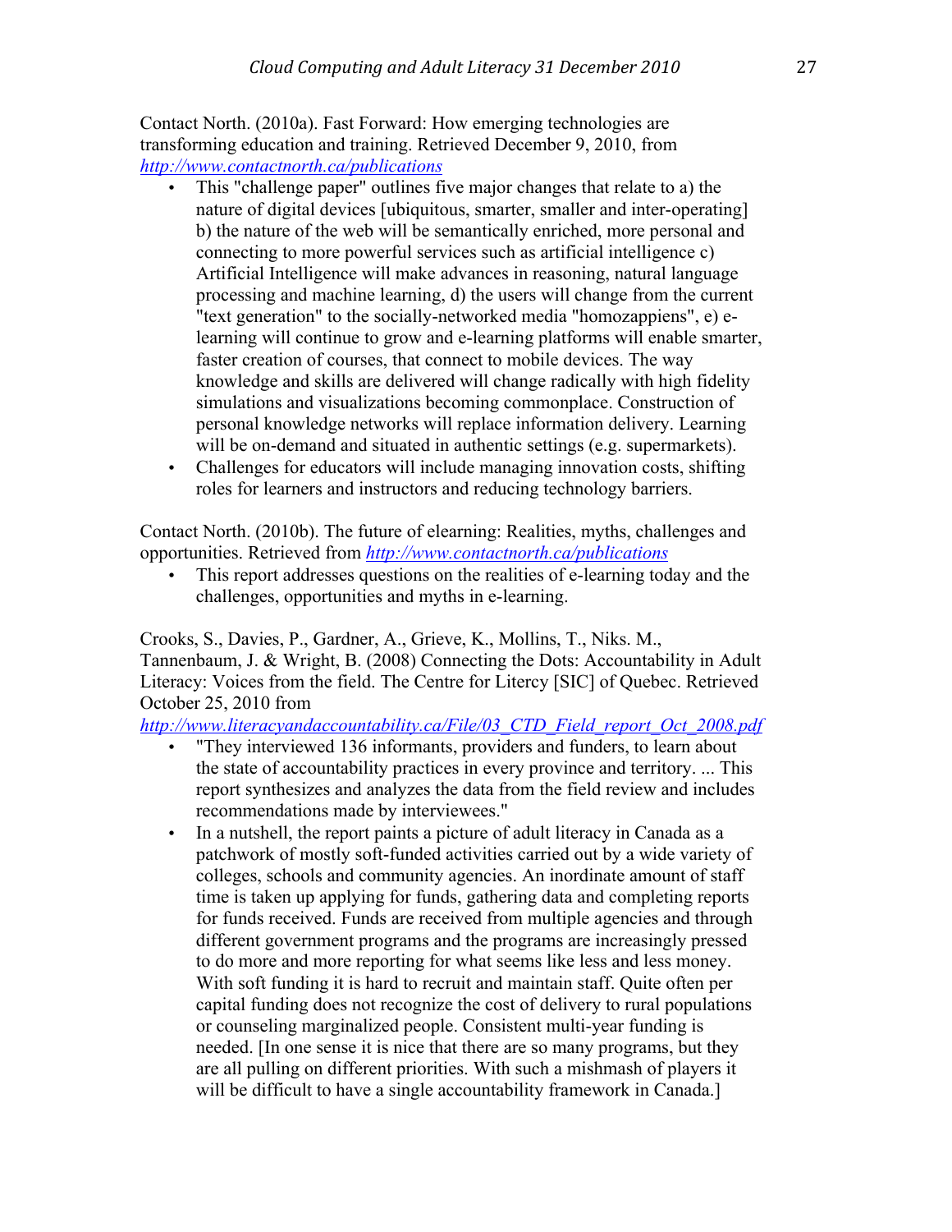Contact North. (2010a). Fast Forward: How emerging technologies are transforming education and training. Retrieved December 9, 2010, from *http://www.contactnorth.ca/publications*

- This "challenge paper" outlines five major changes that relate to a) the nature of digital devices [ubiquitous, smarter, smaller and inter-operating] b) the nature of the web will be semantically enriched, more personal and connecting to more powerful services such as artificial intelligence c) Artificial Intelligence will make advances in reasoning, natural language processing and machine learning, d) the users will change from the current "text generation" to the socially-networked media "homozappiens", e) e-learning will continue to grow and e-learning platforms will enable smarter, faster creation of courses, that connect to mobile devices. The way knowledge and skills are delivered will change radically with high fidelity simulations and visualizations becoming commonplace. Construction of personal knowledge networks will replace information delivery. Learning will be on-demand and situated in authentic settings (e.g. supermarkets).
- Challenges for educators will include managing innovation costs, shifting roles for learners and instructors and reducing technology barriers.

Contact North. (2010b). The future of elearning: Realities, myths, challenges and opportunities. Retrieved from *http://www.contactnorth.ca/publications*

- This report addresses questions on the realities of e-learning today and the challenges, opportunities and myths in e-learning.

Crooks, S., Davies, P., Gardner, A., Grieve, K., Mollins, T., Niks. M., Tannenbaum, J. & Wright, B. (2008) Connecting the Dots: Accountability in Adult Literacy: Voices from the field. The Centre for Litercy [SIC] of Quebec. Retrieved October 25, 2010 from *http://www.literacyandaccountability.ca/File/03_CTD_Field_report_Oct_2008.pdf*

- "They interviewed 136 informants, providers and funders, to learn about the state of accountability practices in every province and territory. ... This report synthesizes and analyzes the data from the field review and includes recommendations made by interviewees."
- In a nutshell, the report paints a picture of adult literacy in Canada as a patchwork of mostly soft-funded activities carried out by a wide variety of colleges, schools and community agencies. An inordinate amount of staff time is taken up applying for funds, gathering data and completing reports for funds received. Funds are received from multiple agencies and through different government programs and the programs are increasingly pressed to do more and more reporting for what seems like less and less money. With soft funding it is hard to recruit and maintain staff. Quite often per capital funding does not recognize the cost of delivery to rural populations or counseling marginalized people. Consistent multi-year funding is needed. [In one sense it is nice that there are so many programs, but they are all pulling on different priorities. With such a mishmash of players it will be difficult to have a single accountability framework in Canada.]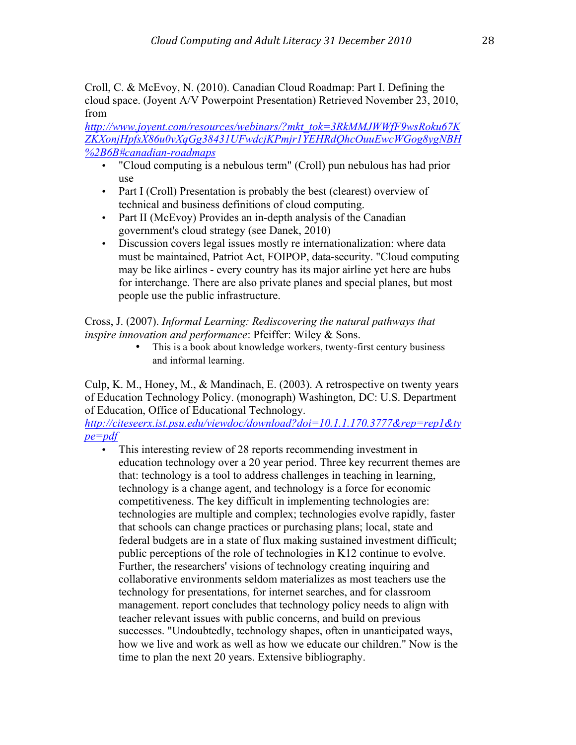Croll, C. & McEvoy, N. (2010). Canadian Cloud Roadmap: Part I. Defining the cloud space. (Joyent A/V Powerpoint Presentation) Retrieved November 23, 2010, from [http://www.joyent.com/resources/webinars/?mkt_tok=3RkMMJWWfF9wsRoku67KZKXonjHpfsX86u0vXqGg38431UFwdcjKPmjr1YEHRdQhcOuuEwcWGog8ygNBH%2B6B#canadian-roadmaps](http://www.joyent.com/resources/webinars/?mkt_tok=3RkMMJWWfF9wsRoku67KZKXonjHpfsX86u0vXqGg38431UFwdcjKPmjr1YEHRdQhcOuuEwcWGog8ygNBH%2B6B#canadian-roadmaps)

- "Cloud computing is a nebulous term" (Croll) pun nebulous has had prior use
- Part I (Croll) Presentation is probably the best (clearest) overview of technical and business definitions of cloud computing.
- Part II (McEvoy) Provides an in-depth analysis of the Canadian government's cloud strategy (see Danek, 2010)
- Discussion covers legal issues mostly re internationalization: where data must be maintained, Patriot Act, FOIPOP, data-security. "Cloud computing may be like airlines - every country has its major airline yet here are hubs for interchange. There are also private planes and special planes, but most people use the public infrastructure.

Cross, J. (2007). *Informal Learning: Rediscovering the natural pathways that inspire innovation and performance*: Pfeiffer: Wiley & Sons.

- This is a book about knowledge workers, twenty-first century business and informal learning.

Culp, K. M., Honey, M., & Mandinach, E. (2003). A retrospective on twenty years of Education Technology Policy. (monograph) Washington, DC: U.S. Department of Education, Office of Educational Technology. [http://citeseerx.ist.psu.edu/viewdoc/download?doi=10.1.1.170.3777&rep=rep1&type=pdf](http://citeseerx.ist.psu.edu/viewdoc/download?doi=10.1.1.170.3777&rep=rep1&type=pdf)

- This interesting review of 28 reports recommending investment in education technology over a 20 year period. Three key recurrent themes are that: technology is a tool to address challenges in teaching in learning, technology is a change agent, and technology is a force for economic competitiveness. The key difficult in implementing technologies are: technologies are multiple and complex; technologies evolve rapidly, faster that schools can change practices or purchasing plans; local, state and federal budgets are in a state of flux making sustained investment difficult; public perceptions of the role of technologies in K12 continue to evolve. Further, the researchers' visions of technology creating inquiring and collaborative environments seldom materializes as most teachers use the technology for presentations, for internet searches, and for classroom management. report concludes that technology policy needs to align with teacher relevant issues with public concerns, and build on previous successes. "Undoubtedly, technology shapes, often in unanticipated ways, how we live and work as well as how we educate our children." Now is the time to plan the next 20 years. Extensive bibliography.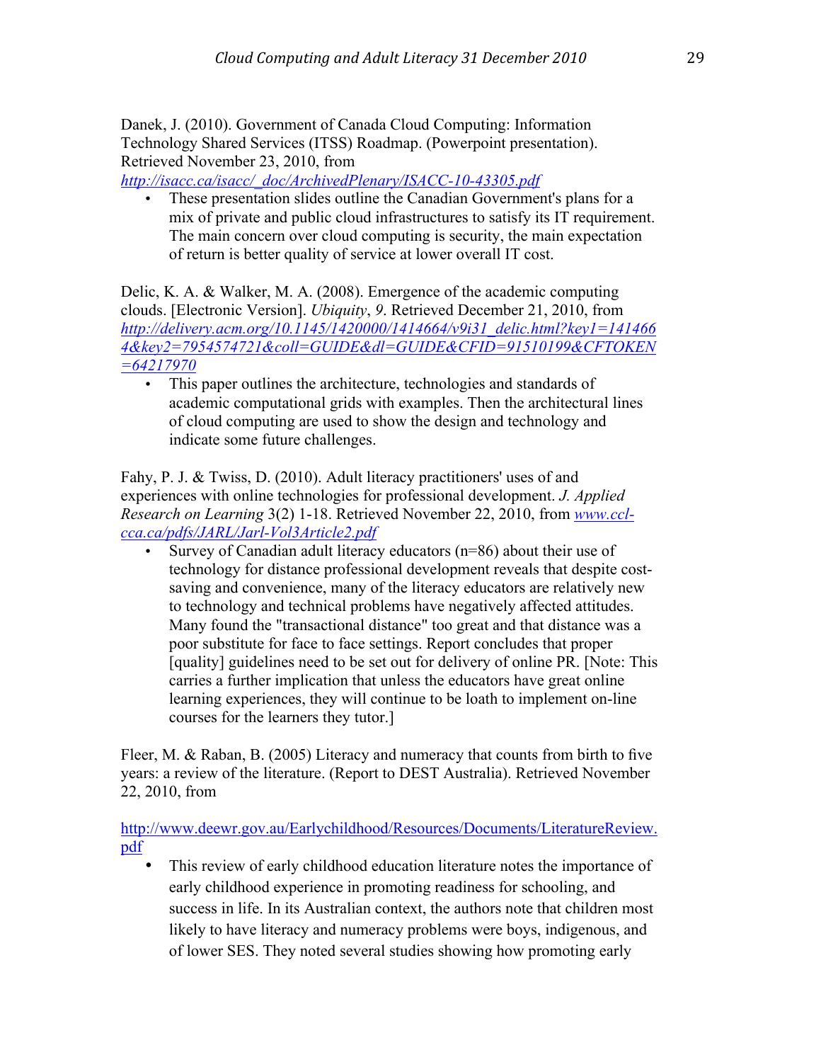Danek, J. (2010). Government of Canada Cloud Computing: Information Technology Shared Services (ITSS) Roadmap. (Powerpoint presentation). Retrieved November 23, 2010, from *http://isacc.ca/isacc/_doc/ArchivedPlenary/ISACC-10-43305.pdf*

- These presentation slides outline the Canadian Government's plans for a mix of private and public cloud infrastructures to satisfy its IT requirement. The main concern over cloud computing is security, the main expectation of return is better quality of service at lower overall IT cost.

Delic, K. A. & Walker, M. A. (2008). Emergence of the academic computing clouds. [Electronic Version]. *Ubiquity*, *9*. Retrieved December 21, 2010, from *http://delivery.acm.org/10.1145/1420000/1414664/v9i31_delic.html?key1=1414664&key2=7954574721&coll=GUIDE&dl=GUIDE&CFID=91510199&CFTOKEN=64217970*

- This paper outlines the architecture, technologies and standards of academic computational grids with examples. Then the architectural lines of cloud computing are used to show the design and technology and indicate some future challenges.

Fahy, P. J. & Twiss, D. (2010). Adult literacy practitioners' uses of and experiences with online technologies for professional development. *J. Applied Research on Learning* 3(2) 1-18. Retrieved November 22, 2010, from *www.ccl-cca.ca/pdfs/JARL/Jarl-Vol3Article2.pdf*

- Survey of Canadian adult literacy educators (n=86) about their use of technology for distance professional development reveals that despite cost-saving and convenience, many of the literacy educators are relatively new to technology and technical problems have negatively affected attitudes. Many found the "transactional distance" too great and that distance was a poor substitute for face to face settings. Report concludes that proper [quality] guidelines need to be set out for delivery of online PR. [Note: This carries a further implication that unless the educators have great online learning experiences, they will continue to be loath to implement on-line courses for the learners they tutor.]

Fleer, M. & Raban, B. (2005) Literacy and numeracy that counts from birth to five years: a review of the literature. (Report to DEST Australia). Retrieved November 22, 2010, from

http://www.deewr.gov.au/Earlychildhood/Resources/Documents/LiteratureReview.pdf

- This review of early childhood education literature notes the importance of early childhood experience in promoting readiness for schooling, and success in life. In its Australian context, the authors note that children most likely to have literacy and numeracy problems were boys, indigenous, and of lower SES. They noted several studies showing how promoting early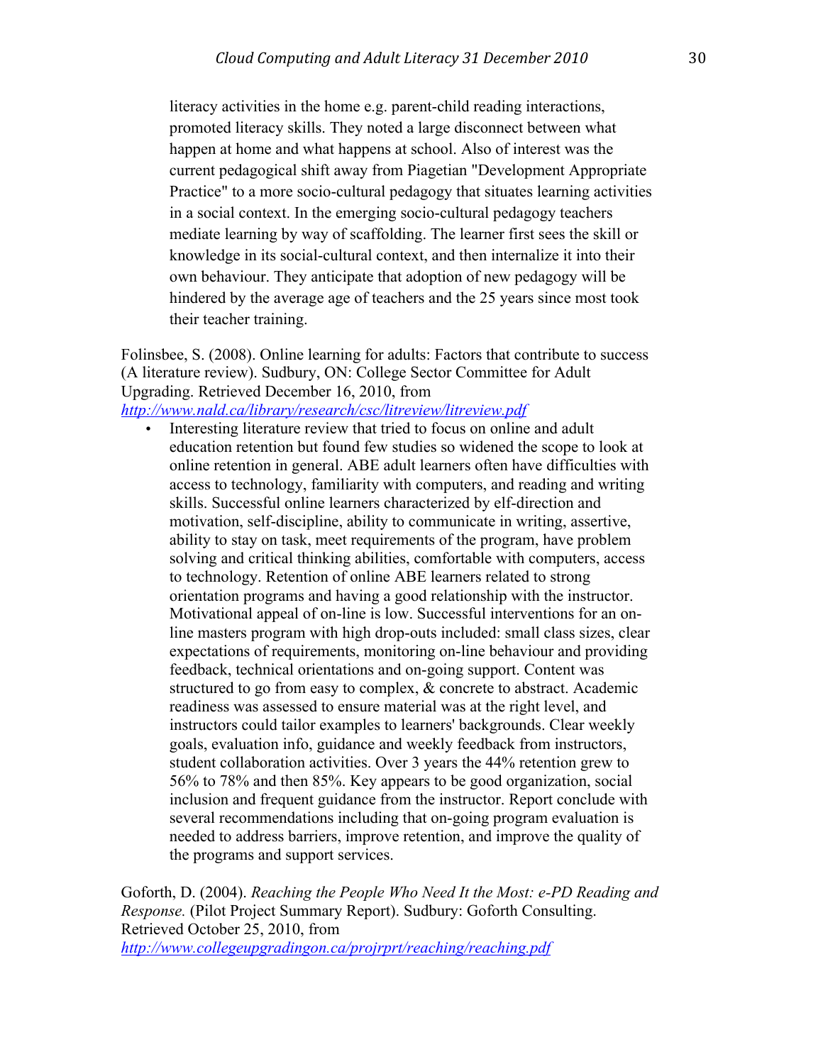literacy activities in the home e.g. parent-child reading interactions, promoted literacy skills. They noted a large disconnect between what happen at home and what happens at school. Also of interest was the current pedagogical shift away from Piagetian "Development Appropriate Practice" to a more socio-cultural pedagogy that situates learning activities in a social context. In the emerging socio-cultural pedagogy teachers mediate learning by way of scaffolding. The learner first sees the skill or knowledge in its social-cultural context, and then internalize it into their own behaviour. They anticipate that adoption of new pedagogy will be hindered by the average age of teachers and the 25 years since most took their teacher training.

Folinsbee, S. (2008). Online learning for adults: Factors that contribute to success (A literature review). Sudbury, ON: College Sector Committee for Adult Upgrading. Retrieved December 16, 2010, from [http://www.nald.ca/library/research/csc/litreview/litreview.pdf](http://www.nald.ca/library/research/csc/litreview/litreview.pdf)

- Interesting literature review that tried to focus on online and adult education retention but found few studies so widened the scope to look at online retention in general. ABE adult learners often have difficulties with access to technology, familiarity with computers, and reading and writing skills. Successful online learners characterized by elf-direction and motivation, self-discipline, ability to communicate in writing, assertive, ability to stay on task, meet requirements of the program, have problem solving and critical thinking abilities, comfortable with computers, access to technology. Retention of online ABE learners related to strong orientation programs and having a good relationship with the instructor. Motivational appeal of on-line is low. Successful interventions for an on-line masters program with high drop-outs included: small class sizes, clear expectations of requirements, monitoring on-line behaviour and providing feedback, technical orientations and on-going support. Content was structured to go from easy to complex, & concrete to abstract. Academic readiness was assessed to ensure material was at the right level, and instructors could tailor examples to learners' backgrounds. Clear weekly goals, evaluation info, guidance and weekly feedback from instructors, student collaboration activities. Over 3 years the 44% retention grew to 56% to 78% and then 85%. Key appears to be good organization, social inclusion and frequent guidance from the instructor. Report conclude with several recommendations including that on-going program evaluation is needed to address barriers, improve retention, and improve the quality of the programs and support services.

Goforth, D. (2004). *Reaching the People Who Need It the Most: e-PD Reading and Response.* (Pilot Project Summary Report). Sudbury: Goforth Consulting. Retrieved October 25, 2010, from [http://www.collegeupgradingon.ca/projrprt/reaching/reaching.pdf](http://www.collegeupgradingon.ca/projrprt/reaching/reaching.pdf)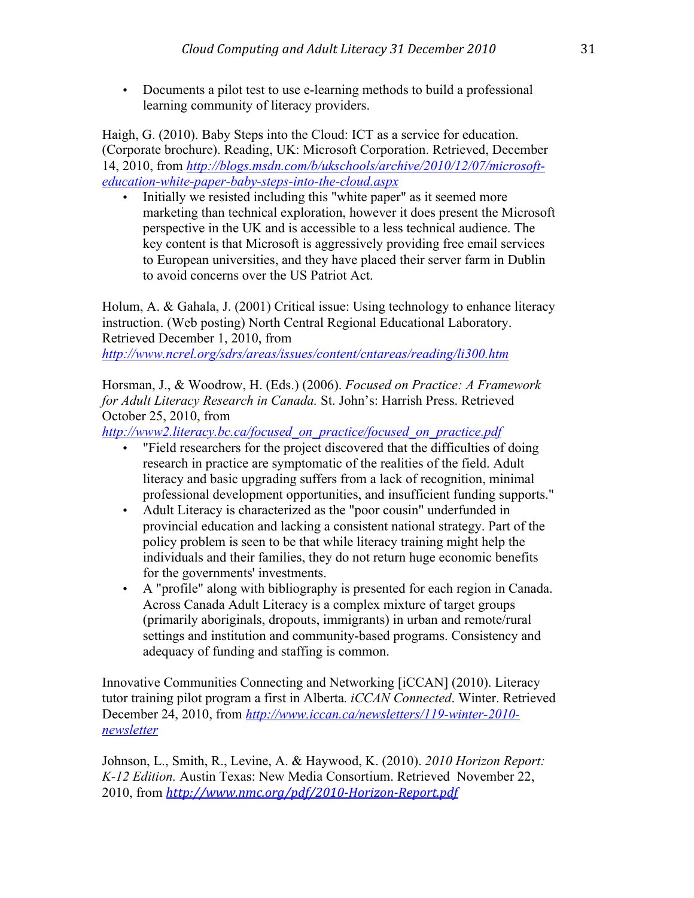- Documents a pilot test to use e-learning methods to build a professional learning community of literacy providers.

Haigh, G. (2010). Baby Steps into the Cloud: ICT as a service for education. (Corporate brochure). Reading, UK: Microsoft Corporation. Retrieved, December 14, 2010, from *http://blogs.msdn.com/b/ukschools/archive/2010/12/07/microsoft-education-white-paper-baby-steps-into-the-cloud.aspx*

- Initially we resisted including this "white paper" as it seemed more marketing than technical exploration, however it does present the Microsoft perspective in the UK and is accessible to a less technical audience. The key content is that Microsoft is aggressively providing free email services to European universities, and they have placed their server farm in Dublin to avoid concerns over the US Patriot Act.

Holum, A. & Gahala, J. (2001) Critical issue: Using technology to enhance literacy instruction. (Web posting) North Central Regional Educational Laboratory. Retrieved December 1, 2010, from *http://www.ncrel.org/sdrs/areas/issues/content/cntareas/reading/li300.htm*

Horsman, J., & Woodrow, H. (Eds.) (2006). *Focused on Practice: A Framework for Adult Literacy Research in Canada.* St. John's: Harrish Press. Retrieved October 25, 2010, from *http://www2.literacy.bc.ca/focused_on_practice/focused_on_practice.pdf*

- "Field researchers for the project discovered that the difficulties of doing research in practice are symptomatic of the realities of the field. Adult literacy and basic upgrading suffers from a lack of recognition, minimal professional development opportunities, and insufficient funding supports."
- Adult Literacy is characterized as the "poor cousin" underfunded in provincial education and lacking a consistent national strategy. Part of the policy problem is seen to be that while literacy training might help the individuals and their families, they do not return huge economic benefits for the governments' investments.
- A "profile" along with bibliography is presented for each region in Canada. Across Canada Adult Literacy is a complex mixture of target groups (primarily aboriginals, dropouts, immigrants) in urban and remote/rural settings and institution and community-based programs. Consistency and adequacy of funding and staffing is common.

Innovative Communities Connecting and Networking [iCCAN] (2010). Literacy tutor training pilot program a first in Alberta*. iCCAN Connected*. Winter. Retrieved December 24, 2010, from *http://www.iccan.ca/newsletters/119-winter-2010-newsletter*

Johnson, L., Smith, R., Levine, A. & Haywood, K. (2010). *2010 Horizon Report: K-12 Edition.* Austin Texas: New Media Consortium. Retrieved November 22, 2010, from *http://www.nmc.org/pdf/2010-Horizon-Report.pdf*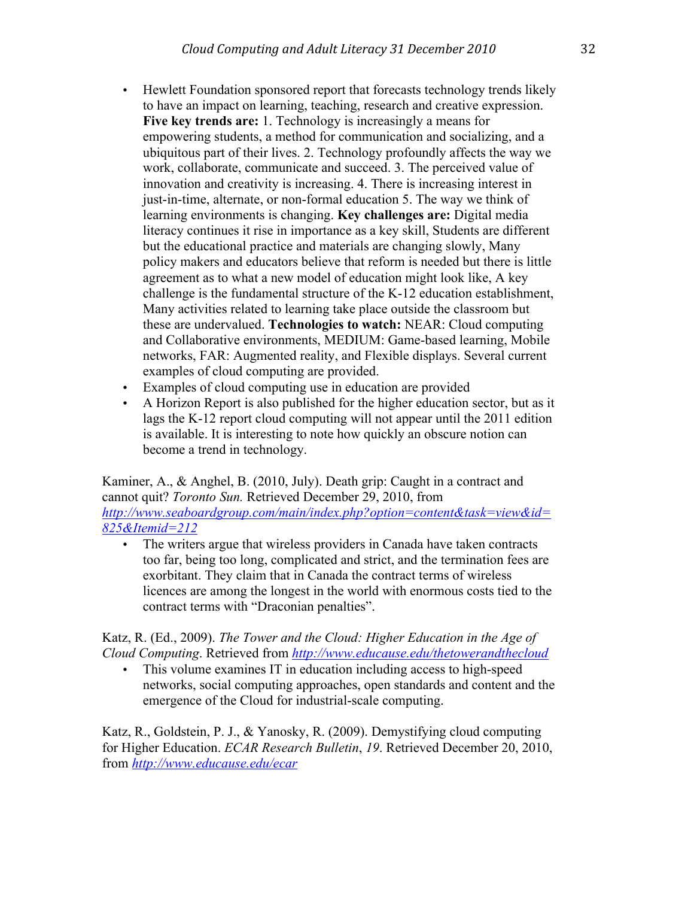- Hewlett Foundation sponsored report that forecasts technology trends likely to have an impact on learning, teaching, research and creative expression. **Five key trends are:** 1. Technology is increasingly a means for empowering students, a method for communication and socializing, and a ubiquitous part of their lives. 2. Technology profoundly affects the way we work, collaborate, communicate and succeed. 3. The perceived value of innovation and creativity is increasing. 4. There is increasing interest in just-in-time, alternate, or non-formal education 5. The way we think of learning environments is changing. **Key challenges are:** Digital media literacy continues it rise in importance as a key skill, Students are different but the educational practice and materials are changing slowly, Many policy makers and educators believe that reform is needed but there is little agreement as to what a new model of education might look like, A key challenge is the fundamental structure of the K-12 education establishment, Many activities related to learning take place outside the classroom but these are undervalued. **Technologies to watch:** NEAR: Cloud computing and Collaborative environments, MEDIUM: Game-based learning, Mobile networks, FAR: Augmented reality, and Flexible displays. Several current examples of cloud computing are provided.
- Examples of cloud computing use in education are provided
- A Horizon Report is also published for the higher education sector, but as it lags the K-12 report cloud computing will not appear until the 2011 edition is available. It is interesting to note how quickly an obscure notion can become a trend in technology.

Kaminer, A., & Anghel, B. (2010, July). Death grip: Caught in a contract and cannot quit? *Toronto Sun.* Retrieved December 29, 2010, from [http://www.seaboardgroup.com/main/index.php?option=content&task=view&id=825&Itemid=212](http://www.seaboardgroup.com/main/index.php?option=content&task=view&id=825&Itemid=212)

- The writers argue that wireless providers in Canada have taken contracts too far, being too long, complicated and strict, and the termination fees are exorbitant. They claim that in Canada the contract terms of wireless licences are among the longest in the world with enormous costs tied to the contract terms with "Draconian penalties".

Katz, R. (Ed., 2009). *The Tower and the Cloud: Higher Education in the Age of Cloud Computing*. Retrieved from [http://www.educause.edu/thetowerandthecloud](http://www.educause.edu/thetowerandthecloud)

- This volume examines IT in education including access to high-speed networks, social computing approaches, open standards and content and the emergence of the Cloud for industrial-scale computing.

Katz, R., Goldstein, P. J., & Yanosky, R. (2009). Demystifying cloud computing for Higher Education. *ECAR Research Bulletin*, *19*. Retrieved December 20, 2010, from [http://www.educause.edu/ecar](http://www.educause.edu/ecar)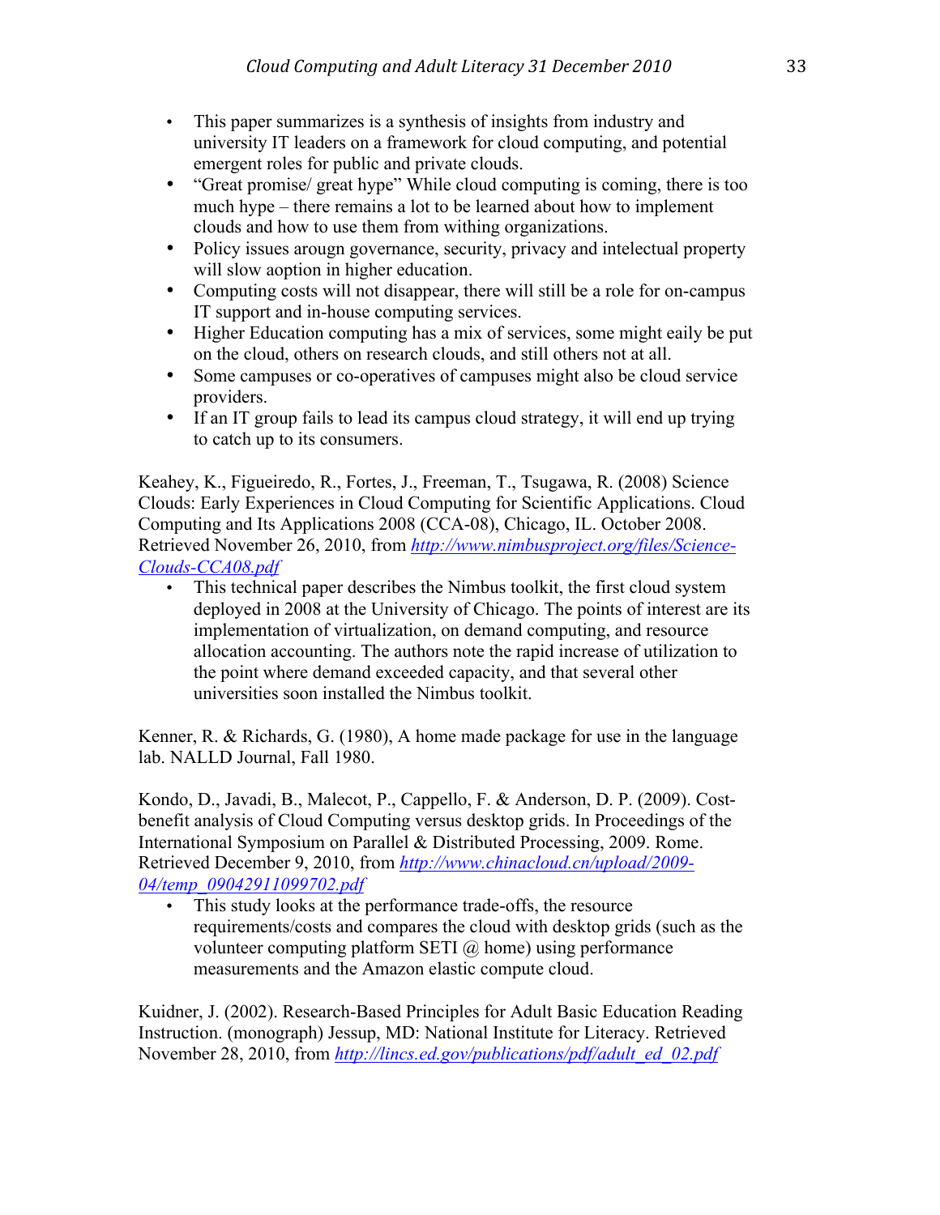- This paper summarizes is a synthesis of insights from industry and university IT leaders on a framework for cloud computing, and potential emergent roles for public and private clouds.
- "Great promise/ great hype" While cloud computing is coming, there is too much hype – there remains a lot to be learned about how to implement clouds and how to use them from withing organizations.
- Policy issues arougn governance, security, privacy and intelectual property will slow aoption in higher education.
- Computing costs will not disappear, there will still be a role for on-campus IT support and in-house computing services.
- Higher Education computing has a mix of services, some might eaily be put on the cloud, others on research clouds, and still others not at all.
- Some campuses or co-operatives of campuses might also be cloud service providers.
- If an IT group fails to lead its campus cloud strategy, it will end up trying to catch up to its consumers.

Keahey, K., Figueiredo, R., Fortes, J., Freeman, T., Tsugawa, R. (2008) Science Clouds: Early Experiences in Cloud Computing for Scientific Applications. Cloud Computing and Its Applications 2008 (CCA-08), Chicago, IL. October 2008. Retrieved November 26, 2010, from *http://www.nimbusproject.org/files/Science-Clouds-CCA08.pdf*

- This technical paper describes the Nimbus toolkit, the first cloud system deployed in 2008 at the University of Chicago. The points of interest are its implementation of virtualization, on demand computing, and resource allocation accounting. The authors note the rapid increase of utilization to the point where demand exceeded capacity, and that several other universities soon installed the Nimbus toolkit.

Kenner, R. & Richards, G. (1980), A home made package for use in the language lab. NALLD Journal, Fall 1980.

Kondo, D., Javadi, B., Malecot, P., Cappello, F. & Anderson, D. P. (2009). Cost-benefit analysis of Cloud Computing versus desktop grids. In Proceedings of the International Symposium on Parallel & Distributed Processing, 2009. Rome. Retrieved December 9, 2010, from *http://www.chinacloud.cn/upload/2009-04/temp_09042911099702.pdf*

- This study looks at the performance trade-offs, the resource requirements/costs and compares the cloud with desktop grids (such as the volunteer computing platform SETI @ home) using performance measurements and the Amazon elastic compute cloud.

Kuidner, J. (2002). Research-Based Principles for Adult Basic Education Reading Instruction. (monograph) Jessup, MD: National Institute for Literacy. Retrieved November 28, 2010, from *http://lincs.ed.gov/publications/pdf/adult_ed_02.pdf*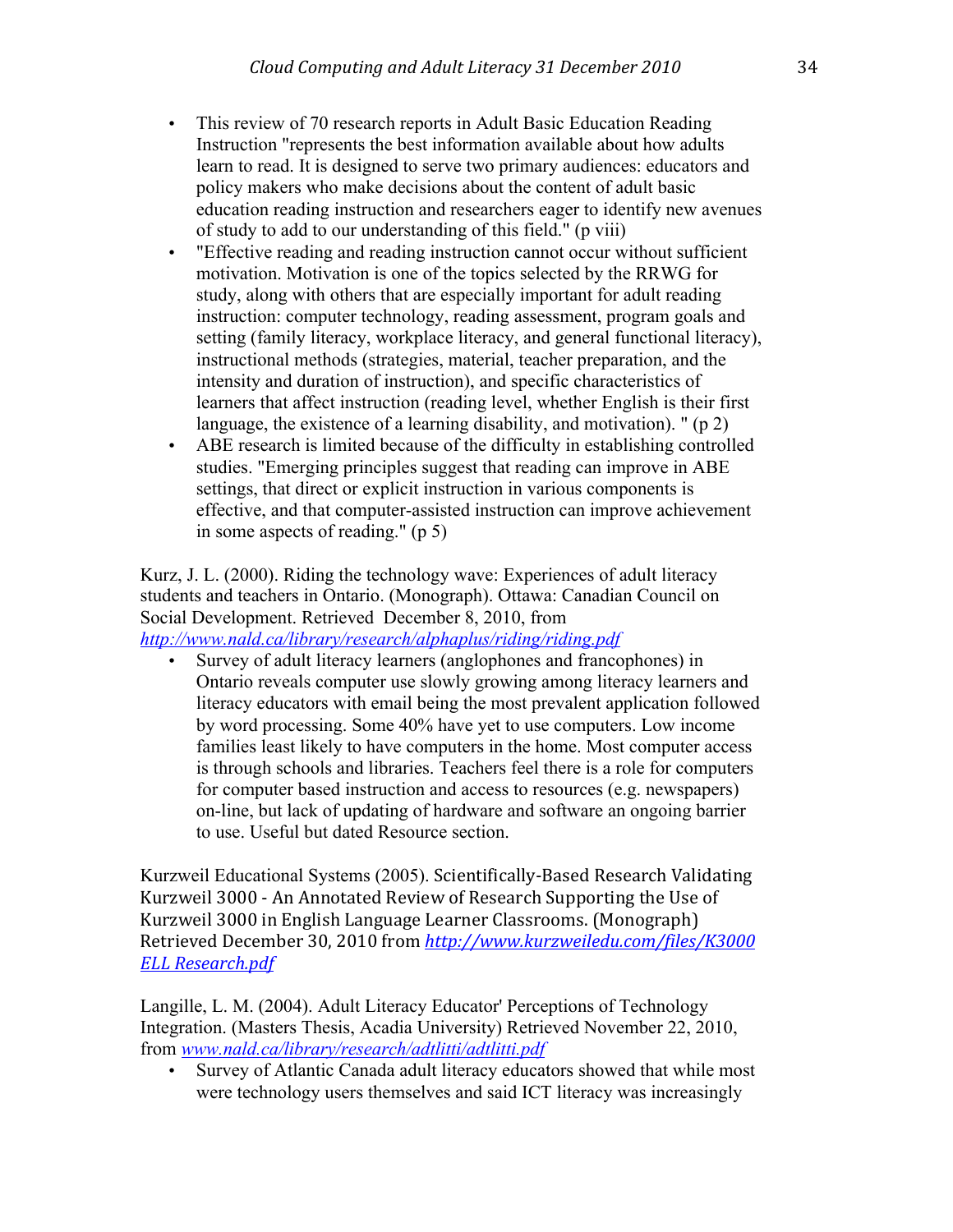- This review of 70 research reports in Adult Basic Education Reading Instruction "represents the best information available about how adults learn to read. It is designed to serve two primary audiences: educators and policy makers who make decisions about the content of adult basic education reading instruction and researchers eager to identify new avenues of study to add to our understanding of this field." (p viii)
- "Effective reading and reading instruction cannot occur without sufficient motivation. Motivation is one of the topics selected by the RRWG for study, along with others that are especially important for adult reading instruction: computer technology, reading assessment, program goals and setting (family literacy, workplace literacy, and general functional literacy), instructional methods (strategies, material, teacher preparation, and the intensity and duration of instruction), and specific characteristics of learners that affect instruction (reading level, whether English is their first language, the existence of a learning disability, and motivation). " (p 2)
- ABE research is limited because of the difficulty in establishing controlled studies. "Emerging principles suggest that reading can improve in ABE settings, that direct or explicit instruction in various components is effective, and that computer-assisted instruction can improve achievement in some aspects of reading." (p 5)

Kurz, J. L. (2000). Riding the technology wave: Experiences of adult literacy students and teachers in Ontario. (Monograph). Ottawa: Canadian Council on Social Development. Retrieved December 8, 2010, from *http://www.nald.ca/library/research/alphaplus/riding/riding.pdf*

- Survey of adult literacy learners (anglophones and francophones) in Ontario reveals computer use slowly growing among literacy learners and literacy educators with email being the most prevalent application followed by word processing. Some 40% have yet to use computers. Low income families least likely to have computers in the home. Most computer access is through schools and libraries. Teachers feel there is a role for computers for computer based instruction and access to resources (e.g. newspapers) on-line, but lack of updating of hardware and software an ongoing barrier to use. Useful but dated Resource section.

Kurzweil Educational Systems (2005). Scientifically-Based Research Validating Kurzweil 3000 - An Annotated Review of Research Supporting the Use of Kurzweil 3000 in English Language Learner Classrooms. (Monograph) Retrieved December 30, 2010 from *http://www.kurzweiledu.com/files/K3000 ELL Research.pdf*

Langille, L. M. (2004). Adult Literacy Educator' Perceptions of Technology Integration. (Masters Thesis, Acadia University) Retrieved November 22, 2010, from *www.nald.ca/library/research/adtlitti/adtlitti.pdf*

- Survey of Atlantic Canada adult literacy educators showed that while most were technology users themselves and said ICT literacy was increasingly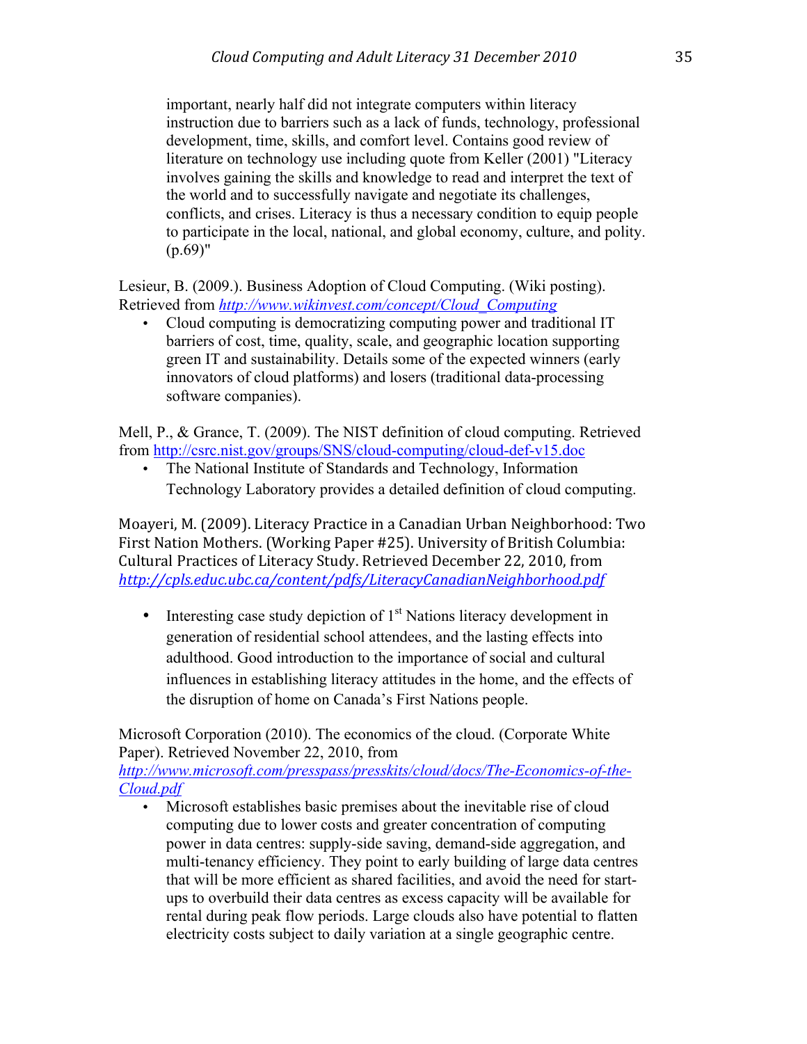important, nearly half did not integrate computers within literacy instruction due to barriers such as a lack of funds, technology, professional development, time, skills, and comfort level. Contains good review of literature on technology use including quote from Keller (2001) "Literacy involves gaining the skills and knowledge to read and interpret the text of the world and to successfully navigate and negotiate its challenges, conflicts, and crises. Literacy is thus a necessary condition to equip people to participate in the local, national, and global economy, culture, and polity. (p.69)"

Lesieur, B. (2009.). Business Adoption of Cloud Computing. (Wiki posting). Retrieved from *http://www.wikinvest.com/concept/Cloud_Computing*

- Cloud computing is democratizing computing power and traditional IT barriers of cost, time, quality, scale, and geographic location supporting green IT and sustainability. Details some of the expected winners (early innovators of cloud platforms) and losers (traditional data-processing software companies).

Mell, P., & Grance, T. (2009). The NIST definition of cloud computing. Retrieved from http://csrc.nist.gov/groups/SNS/cloud-computing/cloud-def-v15.doc

- The National Institute of Standards and Technology, Information Technology Laboratory provides a detailed definition of cloud computing.

Moayeri, M. (2009). Literacy Practice in a Canadian Urban Neighborhood: Two First Nation Mothers. (Working Paper #25). University of British Columbia: Cultural Practices of Literacy Study. Retrieved December 22, 2010, from *http://cpls.educ.ubc.ca/content/pdfs/LiteracyCanadianNeighborhood.pdf*

- Interesting case study depiction of 1st Nations literacy development in generation of residential school attendees, and the lasting effects into adulthood. Good introduction to the importance of social and cultural influences in establishing literacy attitudes in the home, and the effects of the disruption of home on Canada's First Nations people.

Microsoft Corporation (2010). The economics of the cloud. (Corporate White Paper). Retrieved November 22, 2010, from *http://www.microsoft.com/presspass/presskits/cloud/docs/The-Economics-of-the-Cloud.pdf*

- Microsoft establishes basic premises about the inevitable rise of cloud computing due to lower costs and greater concentration of computing power in data centres: supply-side saving, demand-side aggregation, and multi-tenancy efficiency. They point to early building of large data centres that will be more efficient as shared facilities, and avoid the need for start-ups to overbuild their data centres as excess capacity will be available for rental during peak flow periods. Large clouds also have potential to flatten electricity costs subject to daily variation at a single geographic centre.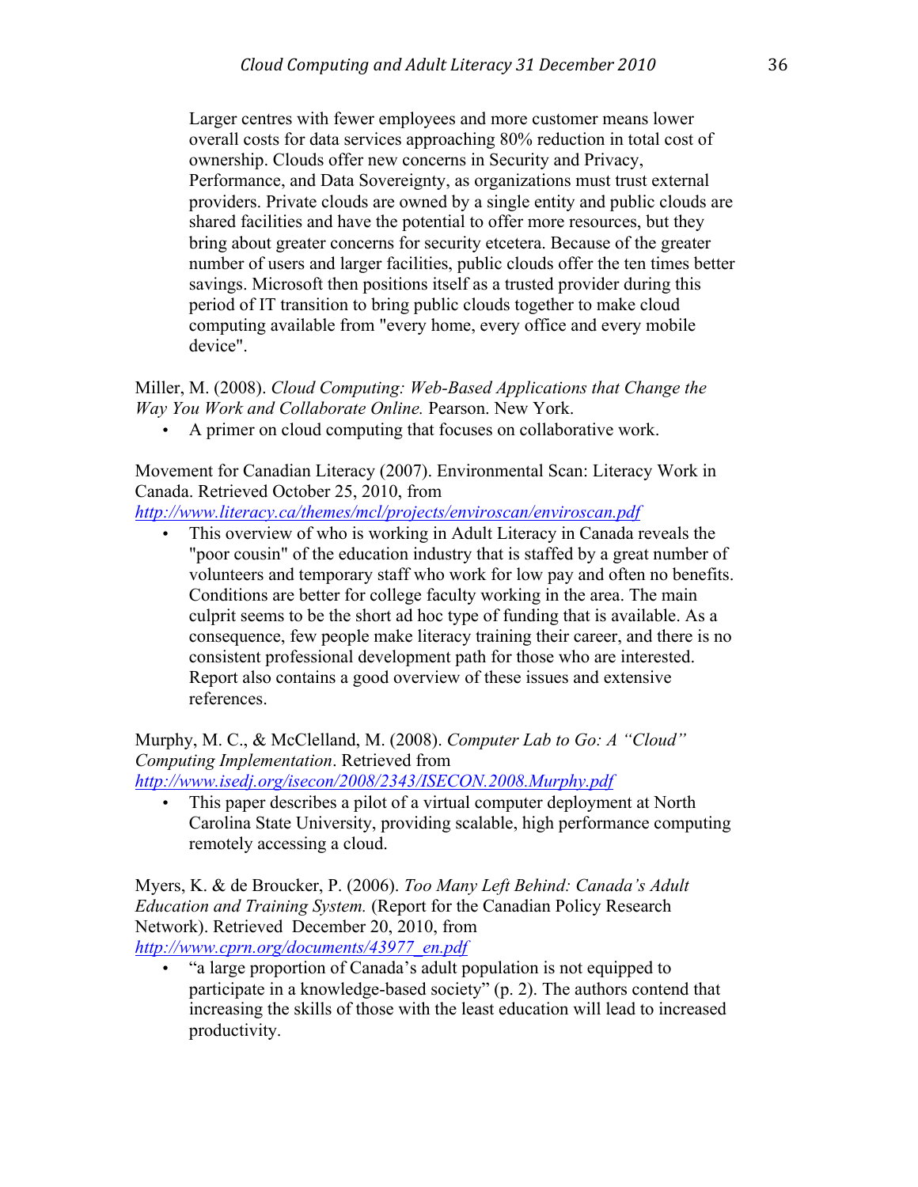Larger centres with fewer employees and more customer means lower overall costs for data services approaching 80% reduction in total cost of ownership. Clouds offer new concerns in Security and Privacy, Performance, and Data Sovereignty, as organizations must trust external providers. Private clouds are owned by a single entity and public clouds are shared facilities and have the potential to offer more resources, but they bring about greater concerns for security etcetera. Because of the greater number of users and larger facilities, public clouds offer the ten times better savings. Microsoft then positions itself as a trusted provider during this period of IT transition to bring public clouds together to make cloud computing available from "every home, every office and every mobile device".

Miller, M. (2008). *Cloud Computing: Web-Based Applications that Change the Way You Work and Collaborate Online.* Pearson. New York.

- A primer on cloud computing that focuses on collaborative work.

Movement for Canadian Literacy (2007). Environmental Scan: Literacy Work in Canada. Retrieved October 25, 2010, from *http://www.literacy.ca/themes/mcl/projects/enviroscan/enviroscan.pdf*

- This overview of who is working in Adult Literacy in Canada reveals the "poor cousin" of the education industry that is staffed by a great number of volunteers and temporary staff who work for low pay and often no benefits. Conditions are better for college faculty working in the area. The main culprit seems to be the short ad hoc type of funding that is available. As a consequence, few people make literacy training their career, and there is no consistent professional development path for those who are interested. Report also contains a good overview of these issues and extensive references.

Murphy, M. C., & McClelland, M. (2008). *Computer Lab to Go: A "Cloud" Computing Implementation*. Retrieved from *http://www.isedj.org/isecon/2008/2343/ISECON.2008.Murphy.pdf*

- This paper describes a pilot of a virtual computer deployment at North Carolina State University, providing scalable, high performance computing remotely accessing a cloud.

Myers, K. & de Broucker, P. (2006). *Too Many Left Behind: Canada's Adult Education and Training System.* (Report for the Canadian Policy Research Network). Retrieved December 20, 2010, from *http://www.cprn.org/documents/43977_en.pdf*

- "a large proportion of Canada's adult population is not equipped to participate in a knowledge-based society" (p. 2). The authors contend that increasing the skills of those with the least education will lead to increased productivity.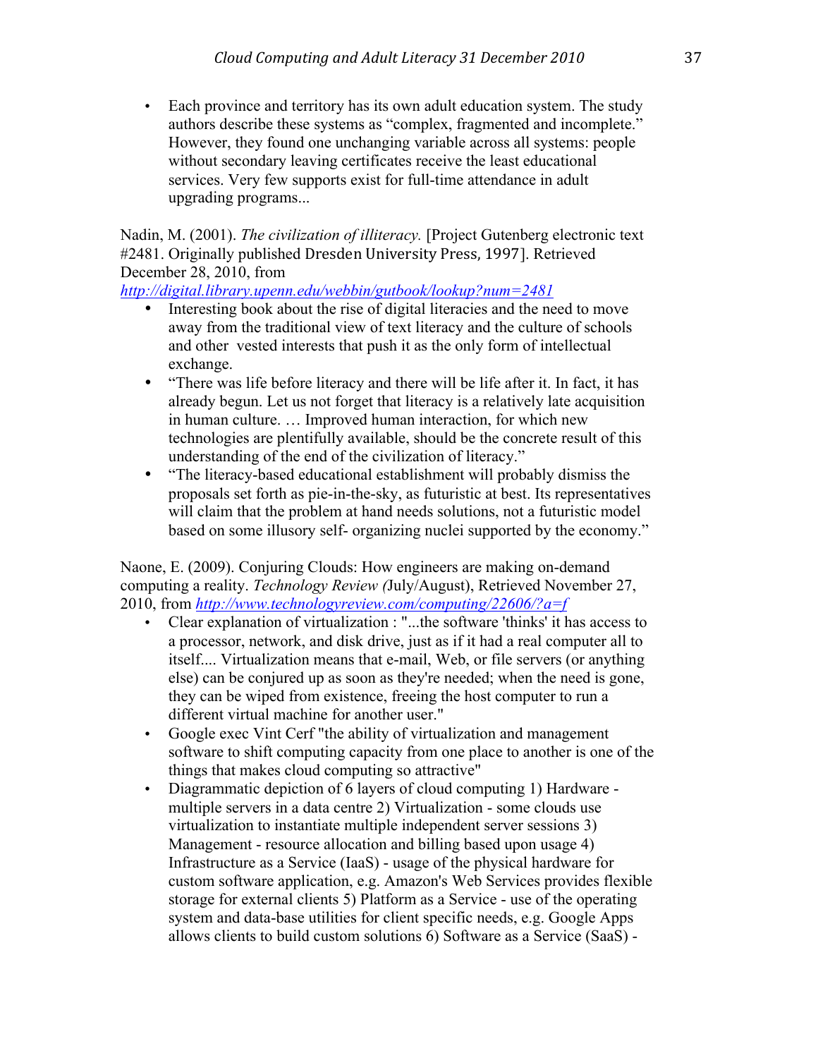- Each province and territory has its own adult education system. The study authors describe these systems as "complex, fragmented and incomplete." However, they found one unchanging variable across all systems: people without secondary leaving certificates receive the least educational services. Very few supports exist for full-time attendance in adult upgrading programs...

Nadin, M. (2001). *The civilization of illiteracy.* [Project Gutenberg electronic text #2481. Originally published Dresden University Press, 1997]. Retrieved December 28, 2010, from
http://digital.library.upenn.edu/webbin/gutbook/lookup?num=2481

- Interesting book about the rise of digital literacies and the need to move away from the traditional view of text literacy and the culture of schools and other vested interests that push it as the only form of intellectual exchange.
- "There was life before literacy and there will be life after it. In fact, it has already begun. Let us not forget that literacy is a relatively late acquisition in human culture. … Improved human interaction, for which new technologies are plentifully available, should be the concrete result of this understanding of the end of the civilization of literacy."
- "The literacy-based educational establishment will probably dismiss the proposals set forth as pie-in-the-sky, as futuristic at best. Its representatives will claim that the problem at hand needs solutions, not a futuristic model based on some illusory self- organizing nuclei supported by the economy."

Naone, E. (2009). Conjuring Clouds: How engineers are making on-demand computing a reality. *Technology Review (*July/August), Retrieved November 27, 2010, from http://www.technologyreview.com/computing/22606/?a=f

- Clear explanation of virtualization : "...the software 'thinks' it has access to a processor, network, and disk drive, just as if it had a real computer all to itself.... Virtualization means that e-mail, Web, or file servers (or anything else) can be conjured up as soon as they're needed; when the need is gone, they can be wiped from existence, freeing the host computer to run a different virtual machine for another user."
- Google exec Vint Cerf "the ability of virtualization and management software to shift computing capacity from one place to another is one of the things that makes cloud computing so attractive"
- Diagrammatic depiction of 6 layers of cloud computing 1) Hardware - multiple servers in a data centre 2) Virtualization - some clouds use virtualization to instantiate multiple independent server sessions 3) Management - resource allocation and billing based upon usage 4) Infrastructure as a Service (IaaS) - usage of the physical hardware for custom software application, e.g. Amazon's Web Services provides flexible storage for external clients 5) Platform as a Service - use of the operating system and data-base utilities for client specific needs, e.g. Google Apps allows clients to build custom solutions 6) Software as a Service (SaaS) -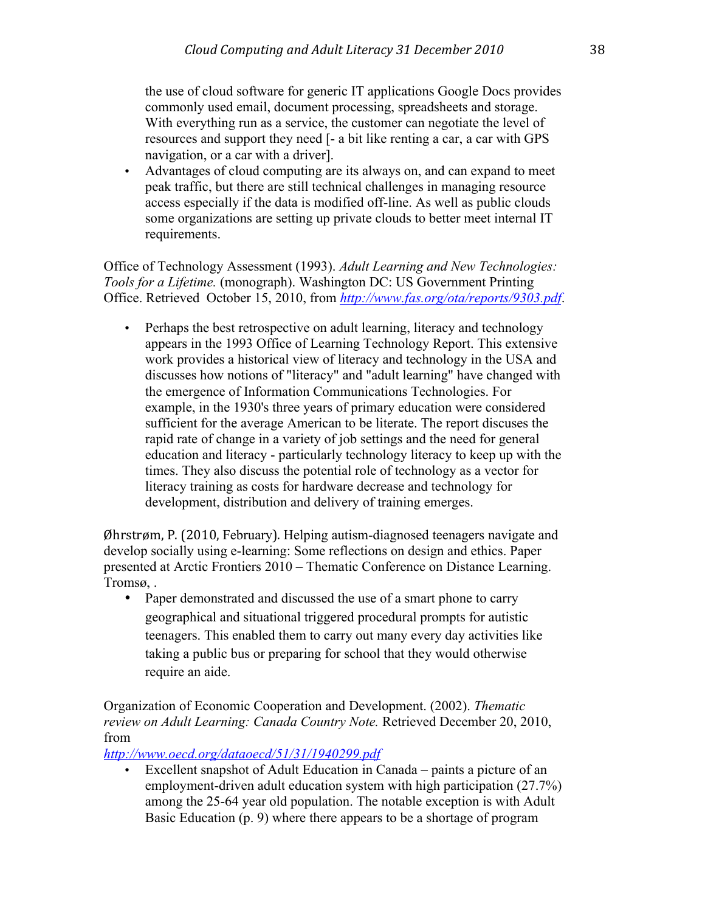the use of cloud software for generic IT applications Google Docs provides commonly used email, document processing, spreadsheets and storage. With everything run as a service, the customer can negotiate the level of resources and support they need [- a bit like renting a car, a car with GPS navigation, or a car with a driver].

- Advantages of cloud computing are its always on, and can expand to meet peak traffic, but there are still technical challenges in managing resource access especially if the data is modified off-line. As well as public clouds some organizations are setting up private clouds to better meet internal IT requirements.

Office of Technology Assessment (1993). *Adult Learning and New Technologies: Tools for a Lifetime.* (monograph). Washington DC: US Government Printing Office. Retrieved October 15, 2010, from [http://www.fas.org/ota/reports/9303.pdf](http://www.fas.org/ota/reports/9303.pdf).

- Perhaps the best retrospective on adult learning, literacy and technology appears in the 1993 Office of Learning Technology Report. This extensive work provides a historical view of literacy and technology in the USA and discusses how notions of "literacy" and "adult learning" have changed with the emergence of Information Communications Technologies. For example, in the 1930's three years of primary education were considered sufficient for the average American to be literate. The report discuses the rapid rate of change in a variety of job settings and the need for general education and literacy - particularly technology literacy to keep up with the times. They also discuss the potential role of technology as a vector for literacy training as costs for hardware decrease and technology for development, distribution and delivery of training emerges.

Øhrstrøm, P. (2010, February). Helping autism-diagnosed teenagers navigate and develop socially using e-learning: Some reflections on design and ethics. Paper presented at Arctic Frontiers 2010 – Thematic Conference on Distance Learning. Tromsø, .

- Paper demonstrated and discussed the use of a smart phone to carry geographical and situational triggered procedural prompts for autistic teenagers. This enabled them to carry out many every day activities like taking a public bus or preparing for school that they would otherwise require an aide.

Organization of Economic Cooperation and Development. (2002). *Thematic review on Adult Learning: Canada Country Note.* Retrieved December 20, 2010, from
[http://www.oecd.org/dataoecd/51/31/1940299.pdf](http://www.oecd.org/dataoecd/51/31/1940299.pdf)

- Excellent snapshot of Adult Education in Canada – paints a picture of an employment-driven adult education system with high participation (27.7%) among the 25-64 year old population. The notable exception is with Adult Basic Education (p. 9) where there appears to be a shortage of program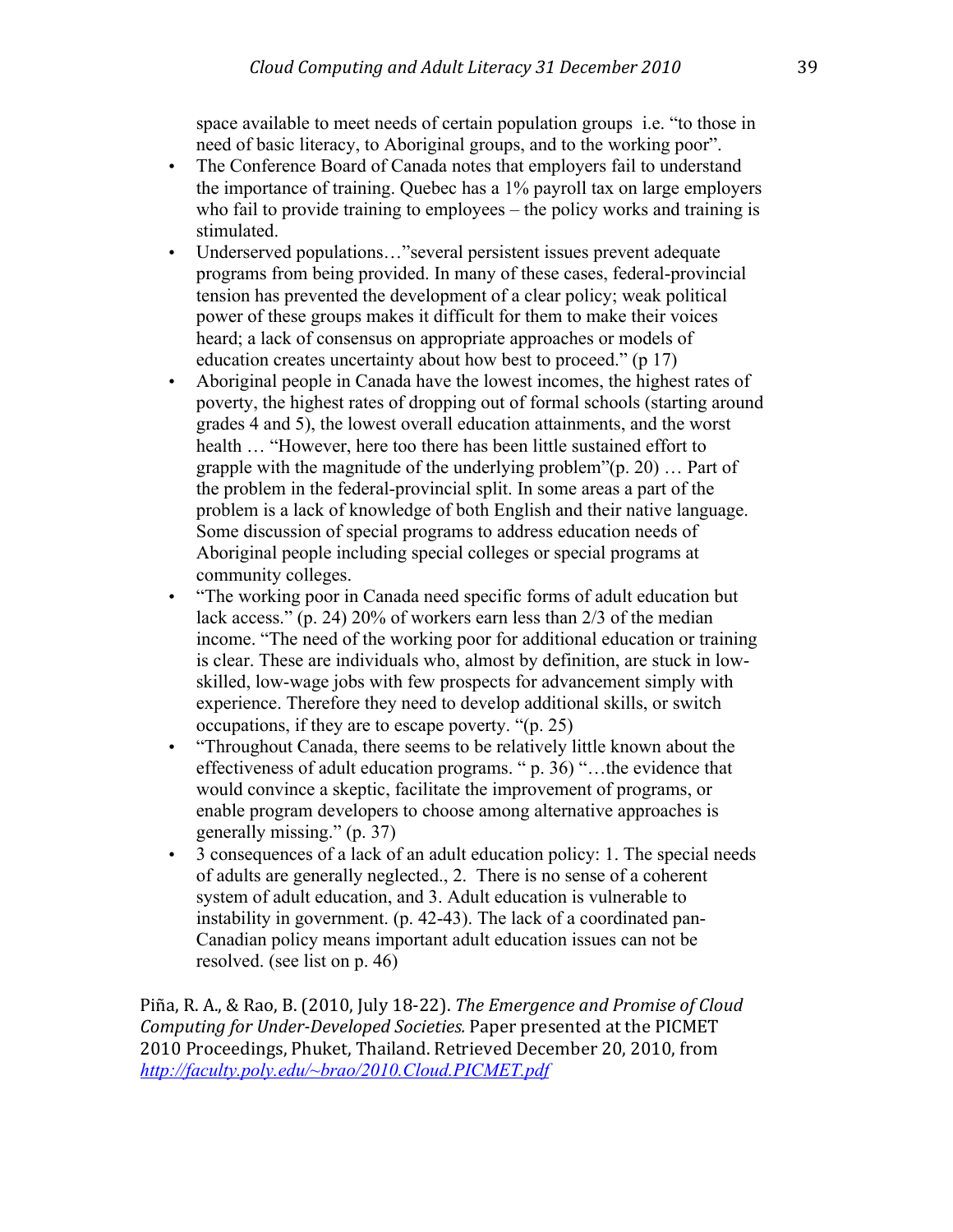space available to meet needs of certain population groups i.e. "to those in need of basic literacy, to Aboriginal groups, and to the working poor".

- The Conference Board of Canada notes that employers fail to understand the importance of training. Quebec has a 1% payroll tax on large employers who fail to provide training to employees – the policy works and training is stimulated.
- Underserved populations…"several persistent issues prevent adequate programs from being provided. In many of these cases, federal-provincial tension has prevented the development of a clear policy; weak political power of these groups makes it difficult for them to make their voices heard; a lack of consensus on appropriate approaches or models of education creates uncertainty about how best to proceed." (p 17)
- Aboriginal people in Canada have the lowest incomes, the highest rates of poverty, the highest rates of dropping out of formal schools (starting around grades 4 and 5), the lowest overall education attainments, and the worst health … "However, here too there has been little sustained effort to grapple with the magnitude of the underlying problem"(p. 20) … Part of the problem in the federal-provincial split. In some areas a part of the problem is a lack of knowledge of both English and their native language. Some discussion of special programs to address education needs of Aboriginal people including special colleges or special programs at community colleges.
- "The working poor in Canada need specific forms of adult education but lack access." (p. 24) 20% of workers earn less than 2/3 of the median income. "The need of the working poor for additional education or training is clear. These are individuals who, almost by definition, are stuck in low-skilled, low-wage jobs with few prospects for advancement simply with experience. Therefore they need to develop additional skills, or switch occupations, if they are to escape poverty. "(p. 25)
- "Throughout Canada, there seems to be relatively little known about the effectiveness of adult education programs. " p. 36) "…the evidence that would convince a skeptic, facilitate the improvement of programs, or enable program developers to choose among alternative approaches is generally missing." (p. 37)
- 3 consequences of a lack of an adult education policy: 1. The special needs of adults are generally neglected., 2. There is no sense of a coherent system of adult education, and 3. Adult education is vulnerable to instability in government. (p. 42-43). The lack of a coordinated pan-Canadian policy means important adult education issues can not be resolved. (see list on p. 46)

Piña, R. A., & Rao, B. (2010, July 18-22). *The Emergence and Promise of Cloud Computing for Under-Developed Societies.* Paper presented at the PICMET 2010 Proceedings, Phuket, Thailand. Retrieved December 20, 2010, from http://faculty.poly.edu/~brao/2010.Cloud.PICMET.pdf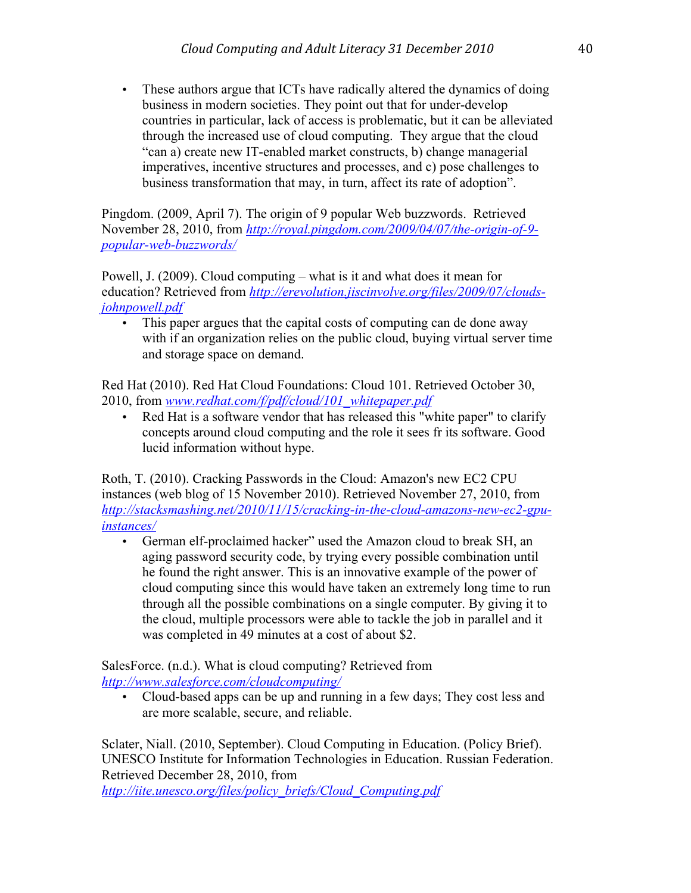- These authors argue that ICTs have radically altered the dynamics of doing business in modern societies. They point out that for under-develop countries in particular, lack of access is problematic, but it can be alleviated through the increased use of cloud computing. They argue that the cloud "can a) create new IT-enabled market constructs, b) change managerial imperatives, incentive structures and processes, and c) pose challenges to business transformation that may, in turn, affect its rate of adoption".

Pingdom. (2009, April 7). The origin of 9 popular Web buzzwords. Retrieved November 28, 2010, from *http://royal.pingdom.com/2009/04/07/the-origin-of-9-popular-web-buzzwords/*

Powell, J. (2009). Cloud computing – what is it and what does it mean for education? Retrieved from *http://erevolution.jiscinvolve.org/files/2009/07/clouds-johnpowell.pdf*

- This paper argues that the capital costs of computing can de done away with if an organization relies on the public cloud, buying virtual server time and storage space on demand.

Red Hat (2010). Red Hat Cloud Foundations: Cloud 101. Retrieved October 30, 2010, from *www.redhat.com/f/pdf/cloud/101_whitepaper.pdf*

- Red Hat is a software vendor that has released this "white paper" to clarify concepts around cloud computing and the role it sees fr its software. Good lucid information without hype.

Roth, T. (2010). Cracking Passwords in the Cloud: Amazon's new EC2 CPU instances (web blog of 15 November 2010). Retrieved November 27, 2010, from *http://stacksmashing.net/2010/11/15/cracking-in-the-cloud-amazons-new-ec2-gpu-instances/*

- German elf-proclaimed hacker" used the Amazon cloud to break SH, an aging password security code, by trying every possible combination until he found the right answer. This is an innovative example of the power of cloud computing since this would have taken an extremely long time to run through all the possible combinations on a single computer. By giving it to the cloud, multiple processors were able to tackle the job in parallel and it was completed in 49 minutes at a cost of about $2.

SalesForce. (n.d.). What is cloud computing? Retrieved from *http://www.salesforce.com/cloudcomputing/*

- Cloud-based apps can be up and running in a few days; They cost less and are more scalable, secure, and reliable.

Sclater, Niall. (2010, September). Cloud Computing in Education. (Policy Brief). UNESCO Institute for Information Technologies in Education. Russian Federation. Retrieved December 28, 2010, from *http://iite.unesco.org/files/policy_briefs/Cloud_Computing.pdf*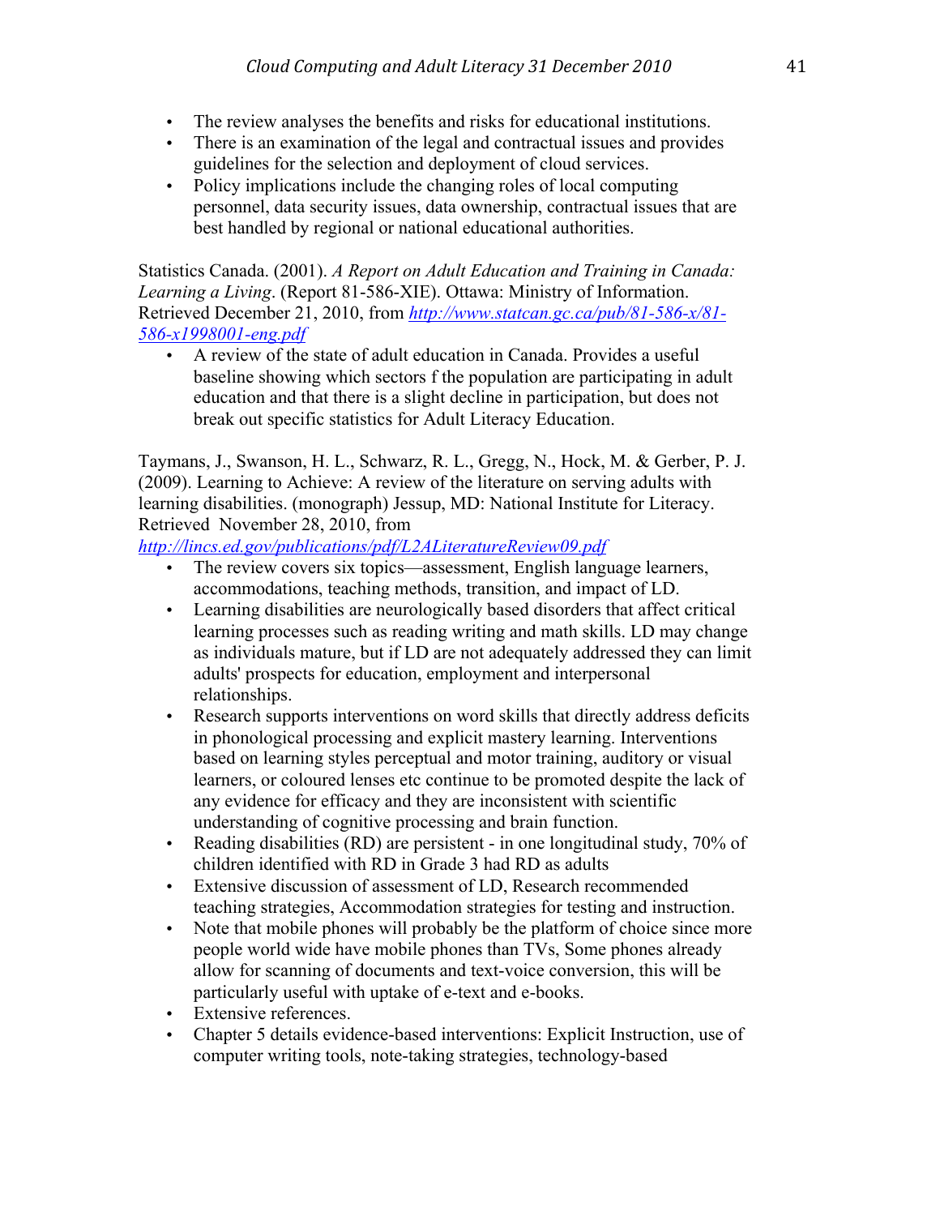- The review analyses the benefits and risks for educational institutions.
- There is an examination of the legal and contractual issues and provides guidelines for the selection and deployment of cloud services.
- Policy implications include the changing roles of local computing personnel, data security issues, data ownership, contractual issues that are best handled by regional or national educational authorities.

Statistics Canada. (2001). *A Report on Adult Education and Training in Canada: Learning a Living*. (Report 81-586-XIE). Ottawa: Ministry of Information. Retrieved December 21, 2010, from *http://www.statcan.gc.ca/pub/81-586-x/81-586-x1998001-eng.pdf*

- A review of the state of adult education in Canada. Provides a useful baseline showing which sectors f the population are participating in adult education and that there is a slight decline in participation, but does not break out specific statistics for Adult Literacy Education.

Taymans, J., Swanson, H. L., Schwarz, R. L., Gregg, N., Hock, M. & Gerber, P. J. (2009). Learning to Achieve: A review of the literature on serving adults with learning disabilities. (monograph) Jessup, MD: National Institute for Literacy. Retrieved November 28, 2010, from *http://lincs.ed.gov/publications/pdf/L2ALiteratureReview09.pdf*

- The review covers six topics—assessment, English language learners, accommodations, teaching methods, transition, and impact of LD.
- Learning disabilities are neurologically based disorders that affect critical learning processes such as reading writing and math skills. LD may change as individuals mature, but if LD are not adequately addressed they can limit adults' prospects for education, employment and interpersonal relationships.
- Research supports interventions on word skills that directly address deficits in phonological processing and explicit mastery learning. Interventions based on learning styles perceptual and motor training, auditory or visual learners, or coloured lenses etc continue to be promoted despite the lack of any evidence for efficacy and they are inconsistent with scientific understanding of cognitive processing and brain function.
- Reading disabilities (RD) are persistent - in one longitudinal study, 70% of children identified with RD in Grade 3 had RD as adults
- Extensive discussion of assessment of LD, Research recommended teaching strategies, Accommodation strategies for testing and instruction.
- Note that mobile phones will probably be the platform of choice since more people world wide have mobile phones than TVs, Some phones already allow for scanning of documents and text-voice conversion, this will be particularly useful with uptake of e-text and e-books.
- Extensive references.
- Chapter 5 details evidence-based interventions: Explicit Instruction, use of computer writing tools, note-taking strategies, technology-based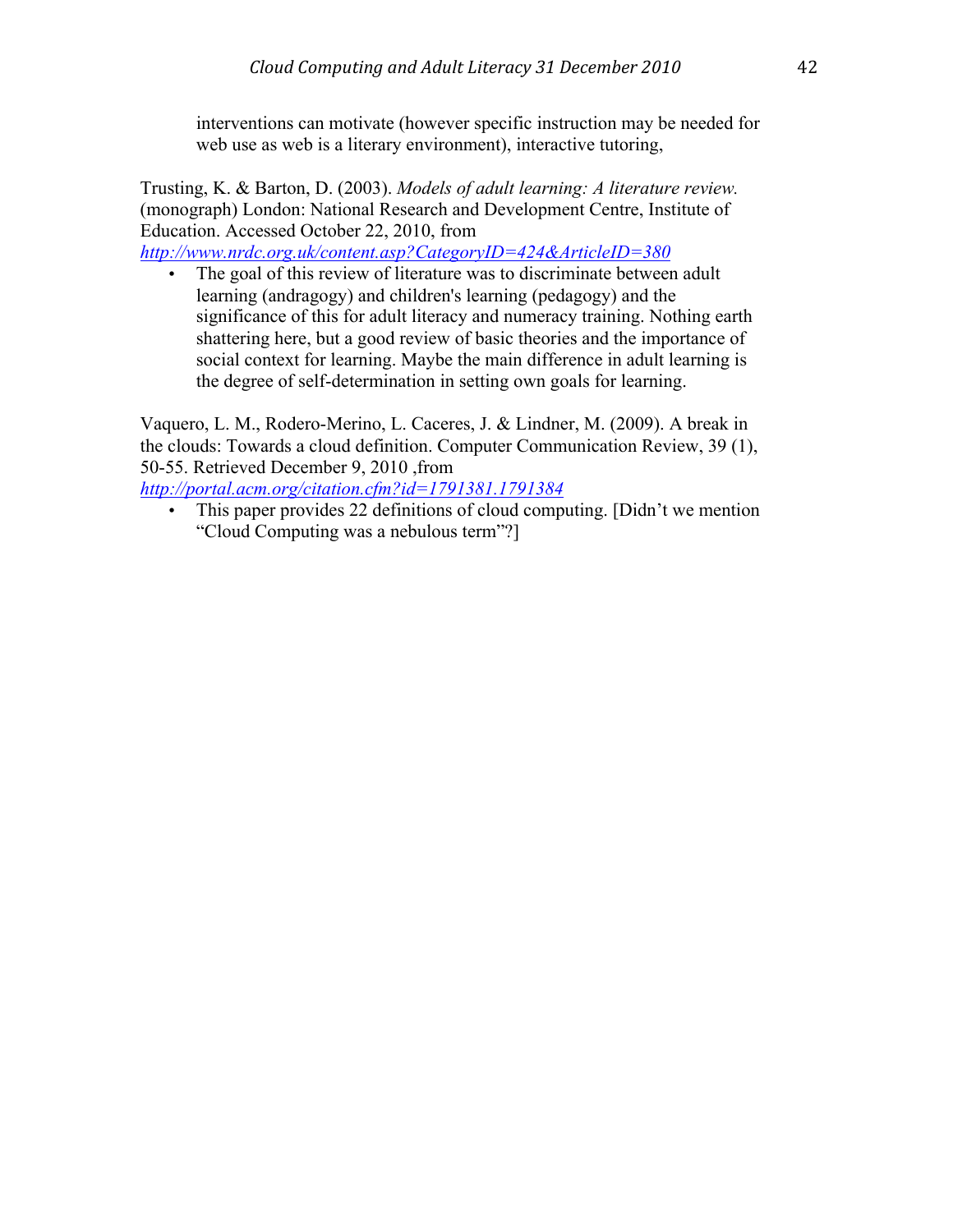interventions can motivate (however specific instruction may be needed for web use as web is a literary environment), interactive tutoring,

Trusting, K. & Barton, D. (2003). *Models of adult learning: A literature review.* (monograph) London: National Research and Development Centre, Institute of Education. Accessed October 22, 2010, from [http://www.nrdc.org.uk/content.asp?CategoryID=424&ArticleID=380](http://www.nrdc.org.uk/content.asp?CategoryID=424&ArticleID=380)

- The goal of this review of literature was to discriminate between adult learning (andragogy) and children's learning (pedagogy) and the significance of this for adult literacy and numeracy training. Nothing earth shattering here, but a good review of basic theories and the importance of social context for learning. Maybe the main difference in adult learning is the degree of self-determination in setting own goals for learning.

Vaquero, L. M., Rodero-Merino, L. Caceres, J. & Lindner, M. (2009). A break in the clouds: Towards a cloud definition. Computer Communication Review, 39 (1), 50-55. Retrieved December 9, 2010 ,from [http://portal.acm.org/citation.cfm?id=1791381.1791384](http://portal.acm.org/citation.cfm?id=1791381.1791384)

- This paper provides 22 definitions of cloud computing. [Didn't we mention "Cloud Computing was a nebulous term"?]